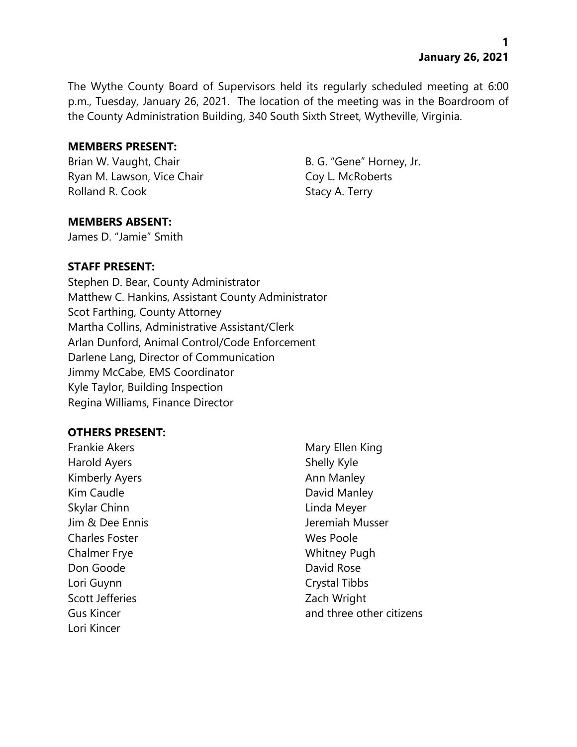**January 26, 2021**

The Wythe County Board of Supervisors held its regularly scheduled meeting at 6:00 p.m., Tuesday, January 26, 2021. The location of the meeting was in the Boardroom of the County Administration Building, 340 South Sixth Street, Wytheville, Virginia.

**MEMBERS PRESENT:**

Brian W. Vaught, Chair
Ryan M. Lawson, Vice Chair
Rolland R. Cook
B. G. "Gene" Horney, Jr.
Coy L. McRoberts
Stacy A. Terry

**MEMBERS ABSENT:**

James D. "Jamie" Smith

**STAFF PRESENT:**

Stephen D. Bear, County Administrator
Matthew C. Hankins, Assistant County Administrator
Scot Farthing, County Attorney
Martha Collins, Administrative Assistant/Clerk
Arlan Dunford, Animal Control/Code Enforcement
Darlene Lang, Director of Communication
Jimmy McCabe, EMS Coordinator
Kyle Taylor, Building Inspection
Regina Williams, Finance Director

**OTHERS PRESENT:**

Frankie Akers
Harold Ayers
Kimberly Ayers
Kim Caudle
Skylar Chinn
Jim & Dee Ennis
Charles Foster
Chalmer Frye
Don Goode
Lori Guynn
Scott Jefferies
Gus Kincer
Lori Kincer
Mary Ellen King
Shelly Kyle
Ann Manley
David Manley
Linda Meyer
Jeremiah Musser
Wes Poole
Whitney Pugh
David Rose
Crystal Tibbs
Zach Wright
and three other citizens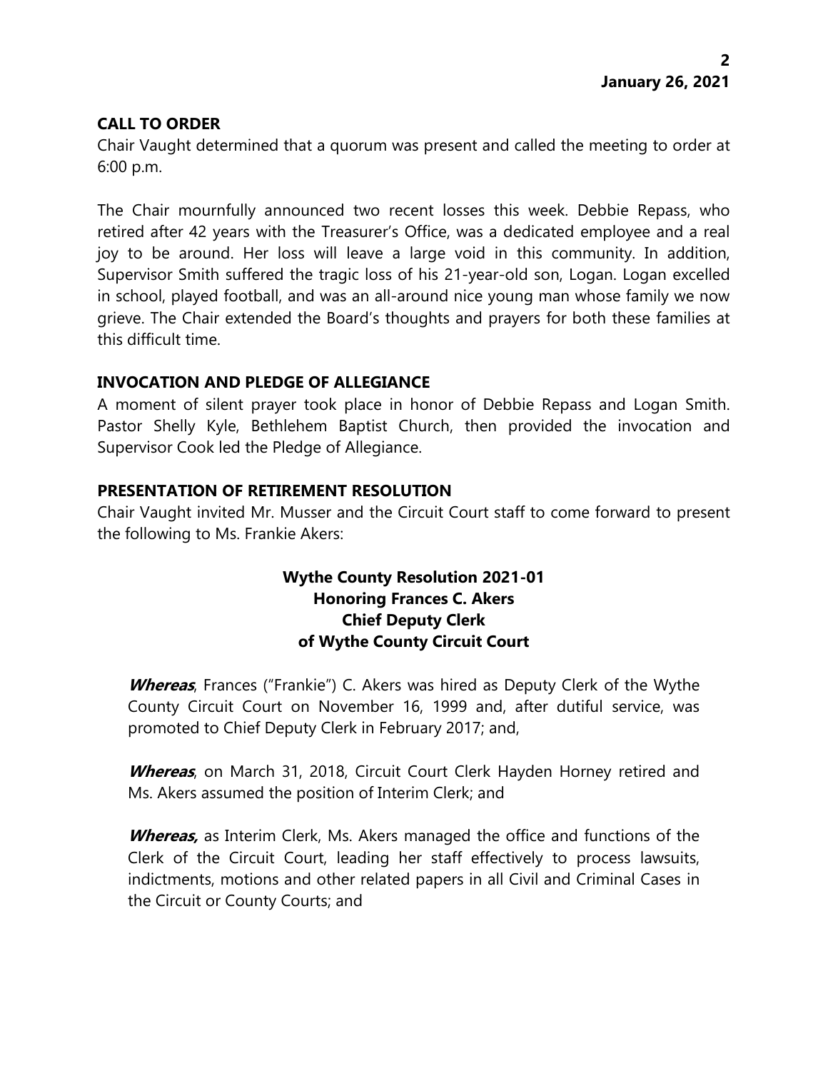## CALL TO ORDER

Chair Vaught determined that a quorum was present and called the meeting to order at 6:00 p.m.

The Chair mournfully announced two recent losses this week. Debbie Repass, who retired after 42 years with the Treasurer's Office, was a dedicated employee and a real joy to be around. Her loss will leave a large void in this community. In addition, Supervisor Smith suffered the tragic loss of his 21-year-old son, Logan. Logan excelled in school, played football, and was an all-around nice young man whose family we now grieve. The Chair extended the Board's thoughts and prayers for both these families at this difficult time.

## INVOCATION AND PLEDGE OF ALLEGIANCE

A moment of silent prayer took place in honor of Debbie Repass and Logan Smith. Pastor Shelly Kyle, Bethlehem Baptist Church, then provided the invocation and Supervisor Cook led the Pledge of Allegiance.

## PRESENTATION OF RETIREMENT RESOLUTION

Chair Vaught invited Mr. Musser and the Circuit Court staff to come forward to present the following to Ms. Frankie Akers:

**Wythe County Resolution 2021-01**
**Honoring Frances C. Akers**
**Chief Deputy Clerk**
**of Wythe County Circuit Court**

***Whereas***, Frances ("Frankie") C. Akers was hired as Deputy Clerk of the Wythe County Circuit Court on November 16, 1999 and, after dutiful service, was promoted to Chief Deputy Clerk in February 2017; and,

***Whereas***, on March 31, 2018, Circuit Court Clerk Hayden Horney retired and Ms. Akers assumed the position of Interim Clerk; and

***Whereas,*** as Interim Clerk, Ms. Akers managed the office and functions of the Clerk of the Circuit Court, leading her staff effectively to process lawsuits, indictments, motions and other related papers in all Civil and Criminal Cases in the Circuit or County Courts; and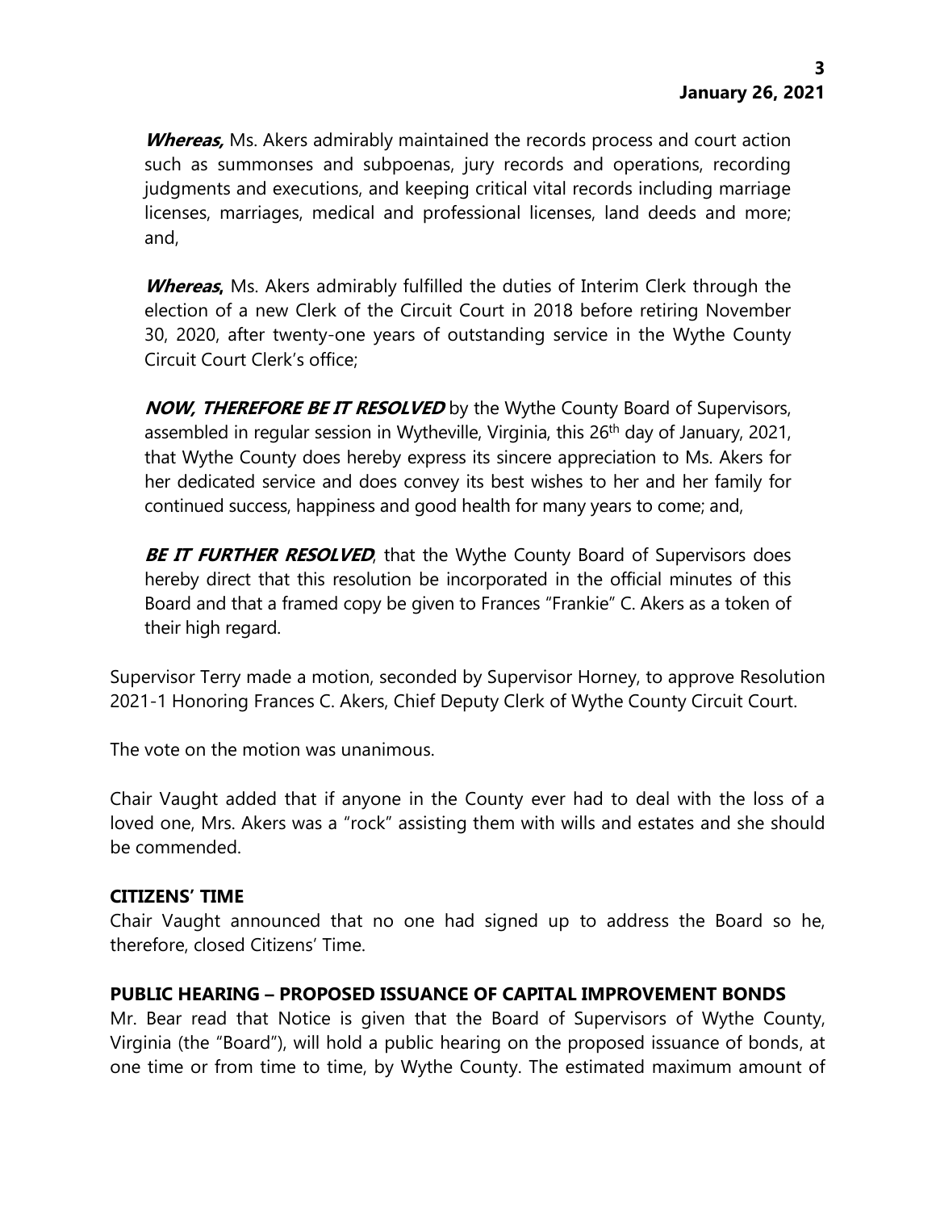***Whereas,*** Ms. Akers admirably maintained the records process and court action such as summonses and subpoenas, jury records and operations, recording judgments and executions, and keeping critical vital records including marriage licenses, marriages, medical and professional licenses, land deeds and more; and,

***Whereas***, Ms. Akers admirably fulfilled the duties of Interim Clerk through the election of a new Clerk of the Circuit Court in 2018 before retiring November 30, 2020, after twenty-one years of outstanding service in the Wythe County Circuit Court Clerk's office;

***NOW, THEREFORE BE IT RESOLVED*** by the Wythe County Board of Supervisors, assembled in regular session in Wytheville, Virginia, this 26th day of January, 2021, that Wythe County does hereby express its sincere appreciation to Ms. Akers for her dedicated service and does convey its best wishes to her and her family for continued success, happiness and good health for many years to come; and,

***BE IT FURTHER RESOLVED***, that the Wythe County Board of Supervisors does hereby direct that this resolution be incorporated in the official minutes of this Board and that a framed copy be given to Frances "Frankie" C. Akers as a token of their high regard.

Supervisor Terry made a motion, seconded by Supervisor Horney, to approve Resolution 2021-1 Honoring Frances C. Akers, Chief Deputy Clerk of Wythe County Circuit Court.

The vote on the motion was unanimous.

Chair Vaught added that if anyone in the County ever had to deal with the loss of a loved one, Mrs. Akers was a "rock" assisting them with wills and estates and she should be commended.

**CITIZENS' TIME**

Chair Vaught announced that no one had signed up to address the Board so he, therefore, closed Citizens' Time.

**PUBLIC HEARING – PROPOSED ISSUANCE OF CAPITAL IMPROVEMENT BONDS**

Mr. Bear read that Notice is given that the Board of Supervisors of Wythe County, Virginia (the "Board"), will hold a public hearing on the proposed issuance of bonds, at one time or from time to time, by Wythe County. The estimated maximum amount of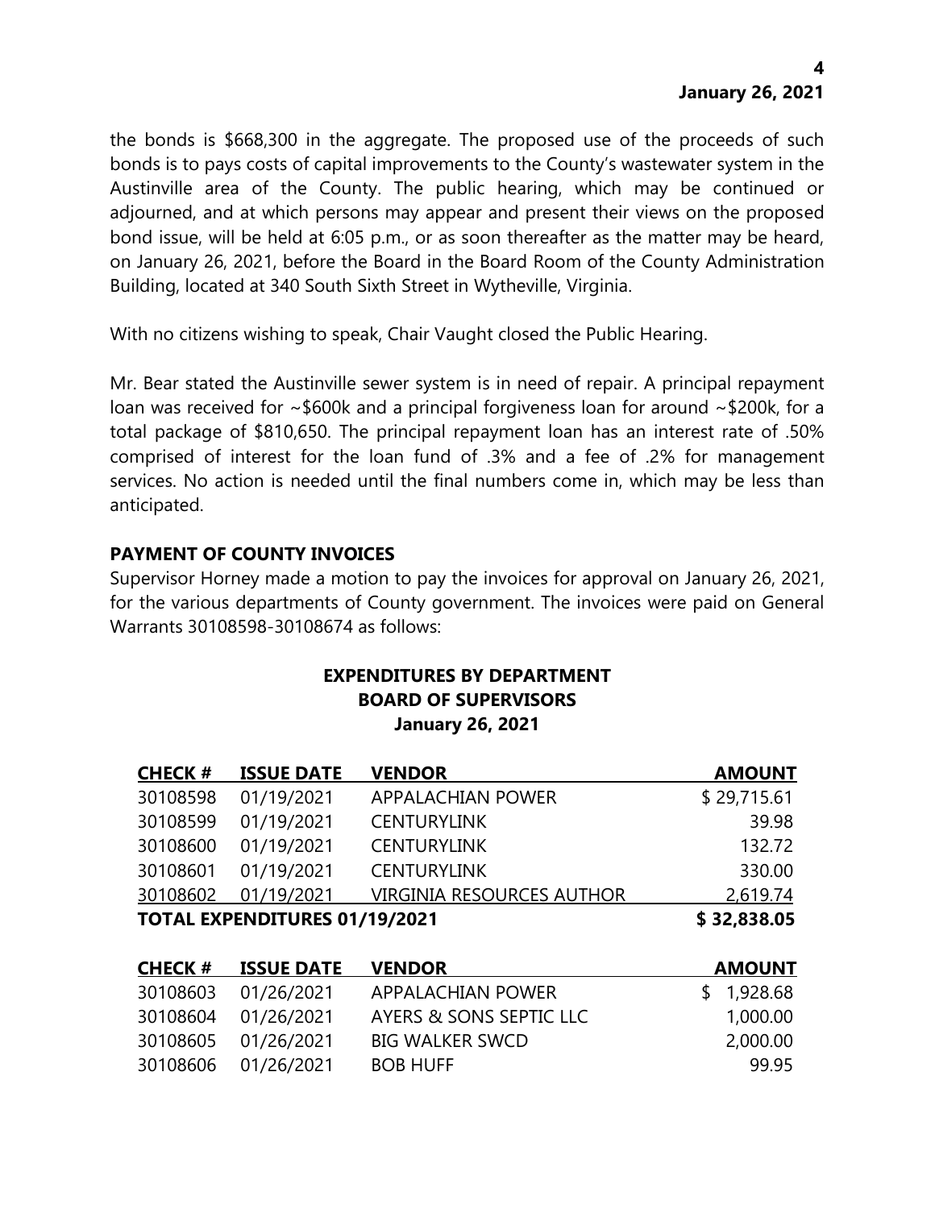the bonds is $668,300 in the aggregate. The proposed use of the proceeds of such bonds is to pays costs of capital improvements to the County's wastewater system in the Austinville area of the County. The public hearing, which may be continued or adjourned, and at which persons may appear and present their views on the proposed bond issue, will be held at 6:05 p.m., or as soon thereafter as the matter may be heard, on January 26, 2021, before the Board in the Board Room of the County Administration Building, located at 340 South Sixth Street in Wytheville, Virginia.

With no citizens wishing to speak, Chair Vaught closed the Public Hearing.

Mr. Bear stated the Austinville sewer system is in need of repair. A principal repayment loan was received for ~$600k and a principal forgiveness loan for around ~$200k, for a total package of $810,650. The principal repayment loan has an interest rate of .50% comprised of interest for the loan fund of .3% and a fee of .2% for management services. No action is needed until the final numbers come in, which may be less than anticipated.

## PAYMENT OF COUNTY INVOICES

Supervisor Horney made a motion to pay the invoices for approval on January 26, 2021, for the various departments of County government. The invoices were paid on General Warrants 30108598-30108674 as follows:

### EXPENDITURES BY DEPARTMENT
### BOARD OF SUPERVISORS
### January 26, 2021

| CHECK # | ISSUE DATE | VENDOR | AMOUNT |
|---|---|---|---|
| 30108598 | 01/19/2021 | APPALACHIAN POWER | $ 29,715.61 |
| 30108599 | 01/19/2021 | CENTURYLINK | 39.98 |
| 30108600 | 01/19/2021 | CENTURYLINK | 132.72 |
| 30108601 | 01/19/2021 | CENTURYLINK | 330.00 |
| 30108602 | 01/19/2021 | VIRGINIA RESOURCES AUTHOR | 2,619.74 |
| **TOTAL EXPENDITURES 01/19/2021** | | | **$ 32,838.05** |

| CHECK # | ISSUE DATE | VENDOR | AMOUNT |
|---|---|---|---|
| 30108603 | 01/26/2021 | APPALACHIAN POWER | $ 1,928.68 |
| 30108604 | 01/26/2021 | AYERS & SONS SEPTIC LLC | 1,000.00 |
| 30108605 | 01/26/2021 | BIG WALKER SWCD | 2,000.00 |
| 30108606 | 01/26/2021 | BOB HUFF | 99.95 |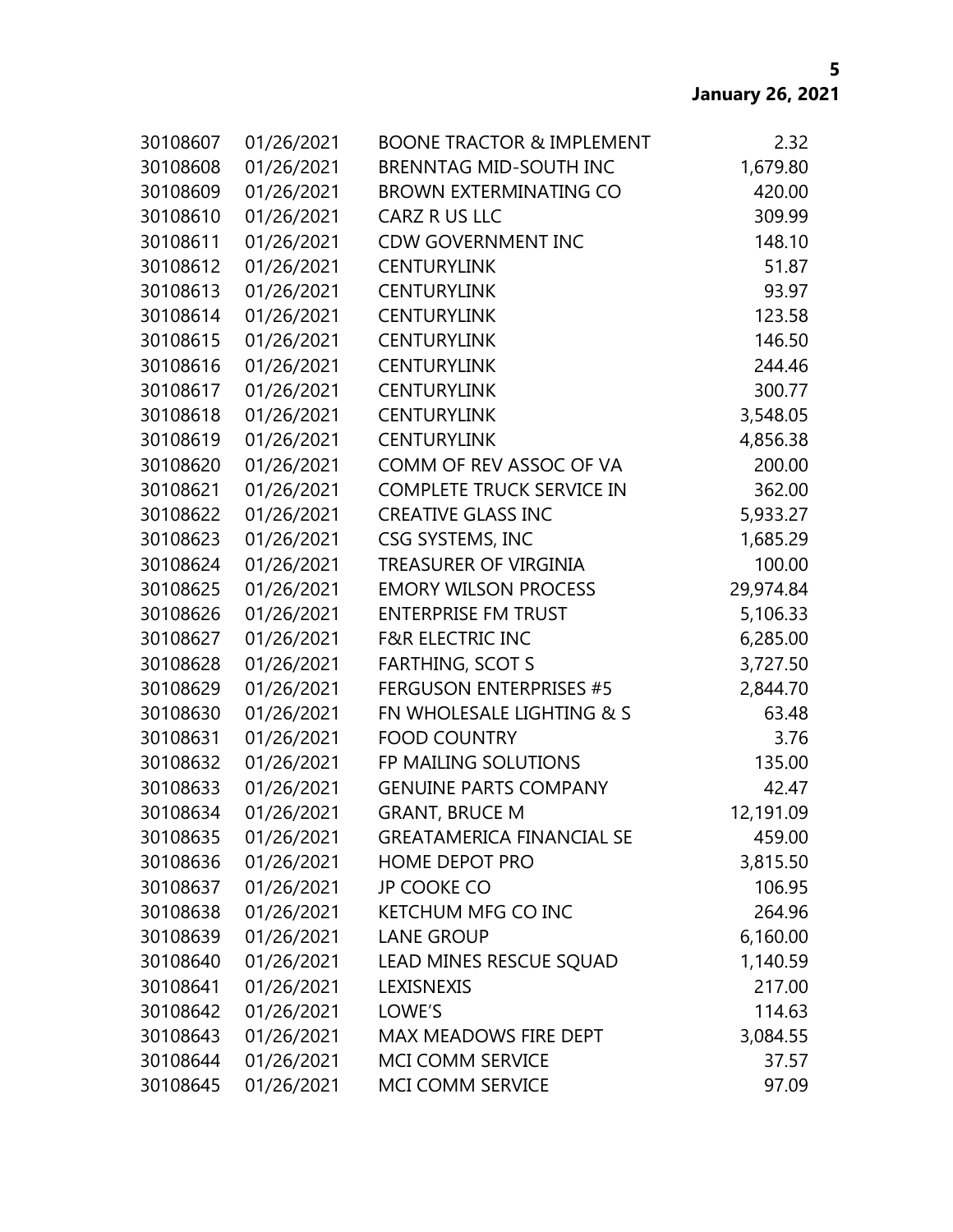| | | | |
|---|---|---|---|
| 30108607 | 01/26/2021 | BOONE TRACTOR & IMPLEMENT | 2.32 |
| 30108608 | 01/26/2021 | BRENNTAG MID-SOUTH INC | 1,679.80 |
| 30108609 | 01/26/2021 | BROWN EXTERMINATING CO | 420.00 |
| 30108610 | 01/26/2021 | CARZ R US LLC | 309.99 |
| 30108611 | 01/26/2021 | CDW GOVERNMENT INC | 148.10 |
| 30108612 | 01/26/2021 | CENTURYLINK | 51.87 |
| 30108613 | 01/26/2021 | CENTURYLINK | 93.97 |
| 30108614 | 01/26/2021 | CENTURYLINK | 123.58 |
| 30108615 | 01/26/2021 | CENTURYLINK | 146.50 |
| 30108616 | 01/26/2021 | CENTURYLINK | 244.46 |
| 30108617 | 01/26/2021 | CENTURYLINK | 300.77 |
| 30108618 | 01/26/2021 | CENTURYLINK | 3,548.05 |
| 30108619 | 01/26/2021 | CENTURYLINK | 4,856.38 |
| 30108620 | 01/26/2021 | COMM OF REV ASSOC OF VA | 200.00 |
| 30108621 | 01/26/2021 | COMPLETE TRUCK SERVICE IN | 362.00 |
| 30108622 | 01/26/2021 | CREATIVE GLASS INC | 5,933.27 |
| 30108623 | 01/26/2021 | CSG SYSTEMS, INC | 1,685.29 |
| 30108624 | 01/26/2021 | TREASURER OF VIRGINIA | 100.00 |
| 30108625 | 01/26/2021 | EMORY WILSON PROCESS | 29,974.84 |
| 30108626 | 01/26/2021 | ENTERPRISE FM TRUST | 5,106.33 |
| 30108627 | 01/26/2021 | F&R ELECTRIC INC | 6,285.00 |
| 30108628 | 01/26/2021 | FARTHING, SCOT S | 3,727.50 |
| 30108629 | 01/26/2021 | FERGUSON ENTERPRISES #5 | 2,844.70 |
| 30108630 | 01/26/2021 | FN WHOLESALE LIGHTING & S | 63.48 |
| 30108631 | 01/26/2021 | FOOD COUNTRY | 3.76 |
| 30108632 | 01/26/2021 | FP MAILING SOLUTIONS | 135.00 |
| 30108633 | 01/26/2021 | GENUINE PARTS COMPANY | 42.47 |
| 30108634 | 01/26/2021 | GRANT, BRUCE M | 12,191.09 |
| 30108635 | 01/26/2021 | GREATAMERICA FINANCIAL SE | 459.00 |
| 30108636 | 01/26/2021 | HOME DEPOT PRO | 3,815.50 |
| 30108637 | 01/26/2021 | JP COOKE CO | 106.95 |
| 30108638 | 01/26/2021 | KETCHUM MFG CO INC | 264.96 |
| 30108639 | 01/26/2021 | LANE GROUP | 6,160.00 |
| 30108640 | 01/26/2021 | LEAD MINES RESCUE SQUAD | 1,140.59 |
| 30108641 | 01/26/2021 | LEXISNEXIS | 217.00 |
| 30108642 | 01/26/2021 | LOWE'S | 114.63 |
| 30108643 | 01/26/2021 | MAX MEADOWS FIRE DEPT | 3,084.55 |
| 30108644 | 01/26/2021 | MCI COMM SERVICE | 37.57 |
| 30108645 | 01/26/2021 | MCI COMM SERVICE | 97.09 |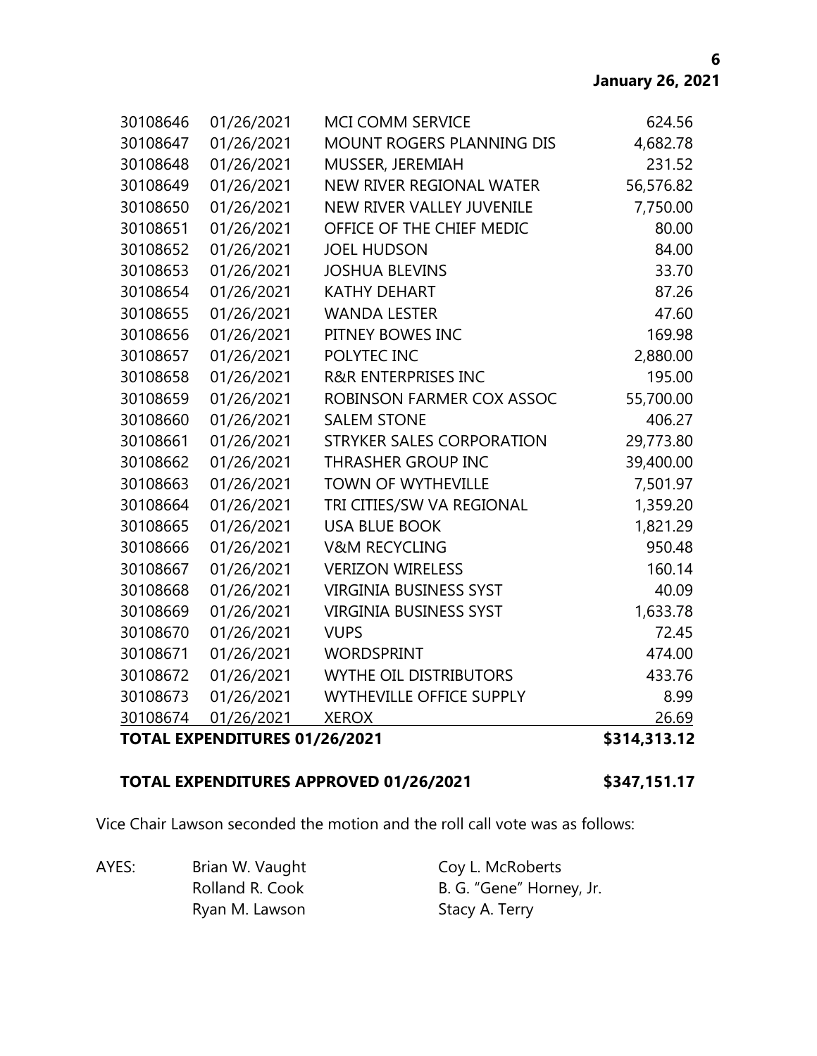| | | | |
|---|---|---|---|
| 30108646 | 01/26/2021 | MCI COMM SERVICE | 624.56 |
| 30108647 | 01/26/2021 | MOUNT ROGERS PLANNING DIS | 4,682.78 |
| 30108648 | 01/26/2021 | MUSSER, JEREMIAH | 231.52 |
| 30108649 | 01/26/2021 | NEW RIVER REGIONAL WATER | 56,576.82 |
| 30108650 | 01/26/2021 | NEW RIVER VALLEY JUVENILE | 7,750.00 |
| 30108651 | 01/26/2021 | OFFICE OF THE CHIEF MEDIC | 80.00 |
| 30108652 | 01/26/2021 | JOEL HUDSON | 84.00 |
| 30108653 | 01/26/2021 | JOSHUA BLEVINS | 33.70 |
| 30108654 | 01/26/2021 | KATHY DEHART | 87.26 |
| 30108655 | 01/26/2021 | WANDA LESTER | 47.60 |
| 30108656 | 01/26/2021 | PITNEY BOWES INC | 169.98 |
| 30108657 | 01/26/2021 | POLYTEC INC | 2,880.00 |
| 30108658 | 01/26/2021 | R&R ENTERPRISES INC | 195.00 |
| 30108659 | 01/26/2021 | ROBINSON FARMER COX ASSOC | 55,700.00 |
| 30108660 | 01/26/2021 | SALEM STONE | 406.27 |
| 30108661 | 01/26/2021 | STRYKER SALES CORPORATION | 29,773.80 |
| 30108662 | 01/26/2021 | THRASHER GROUP INC | 39,400.00 |
| 30108663 | 01/26/2021 | TOWN OF WYTHEVILLE | 7,501.97 |
| 30108664 | 01/26/2021 | TRI CITIES/SW VA REGIONAL | 1,359.20 |
| 30108665 | 01/26/2021 | USA BLUE BOOK | 1,821.29 |
| 30108666 | 01/26/2021 | V&M RECYCLING | 950.48 |
| 30108667 | 01/26/2021 | VERIZON WIRELESS | 160.14 |
| 30108668 | 01/26/2021 | VIRGINIA BUSINESS SYST | 40.09 |
| 30108669 | 01/26/2021 | VIRGINIA BUSINESS SYST | 1,633.78 |
| 30108670 | 01/26/2021 | VUPS | 72.45 |
| 30108671 | 01/26/2021 | WORDSPRINT | 474.00 |
| 30108672 | 01/26/2021 | WYTHE OIL DISTRIBUTORS | 433.76 |
| 30108673 | 01/26/2021 | WYTHEVILLE OFFICE SUPPLY | 8.99 |
| 30108674 | 01/26/2021 | XEROX | 26.69 |
| **TOTAL EXPENDITURES 01/26/2021** | | | **$314,313.12** |

**TOTAL EXPENDITURES APPROVED 01/26/2021** **$347,151.17**

Vice Chair Lawson seconded the motion and the roll call vote was as follows:

AYES:
Brian W. Vaught
Rolland R. Cook
Ryan M. Lawson
Coy L. McRoberts
B. G. "Gene" Horney, Jr.
Stacy A. Terry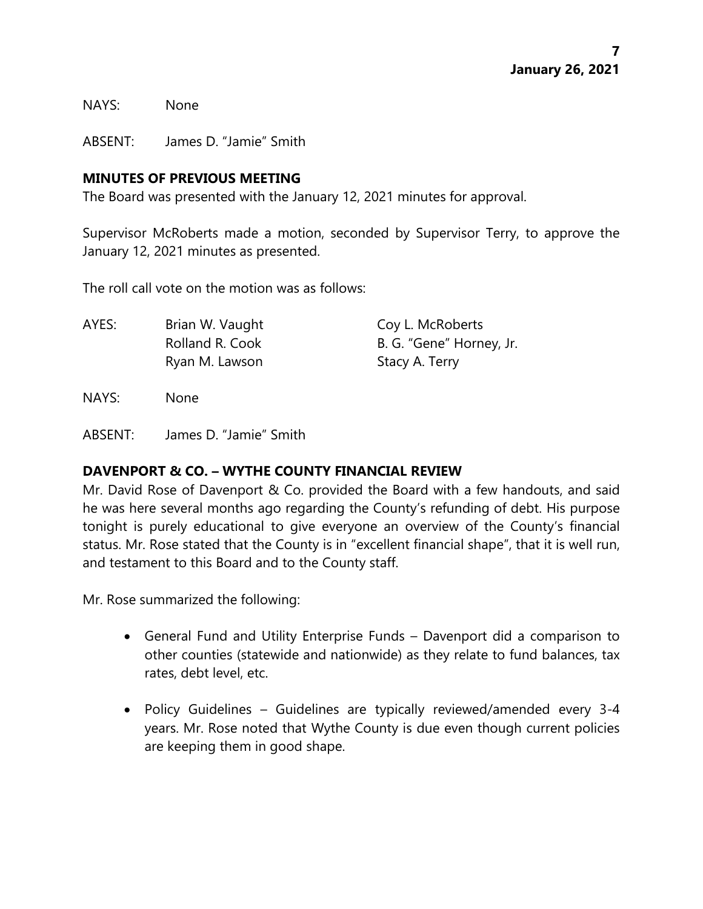NAYS: None

ABSENT: James D. "Jamie" Smith

**MINUTES OF PREVIOUS MEETING**

The Board was presented with the January 12, 2021 minutes for approval.

Supervisor McRoberts made a motion, seconded by Supervisor Terry, to approve the January 12, 2021 minutes as presented.

The roll call vote on the motion was as follows:

| AYES: | Brian W. Vaught | Coy L. McRoberts |
|---|---|---|
| | Rolland R. Cook | B. G. "Gene" Horney, Jr. |
| | Ryan M. Lawson | Stacy A. Terry |

NAYS: None

ABSENT: James D. "Jamie" Smith

**DAVENPORT & CO. – WYTHE COUNTY FINANCIAL REVIEW**

Mr. David Rose of Davenport & Co. provided the Board with a few handouts, and said he was here several months ago regarding the County's refunding of debt. His purpose tonight is purely educational to give everyone an overview of the County's financial status. Mr. Rose stated that the County is in "excellent financial shape", that it is well run, and testament to this Board and to the County staff.

Mr. Rose summarized the following:

- General Fund and Utility Enterprise Funds – Davenport did a comparison to other counties (statewide and nationwide) as they relate to fund balances, tax rates, debt level, etc.
- Policy Guidelines – Guidelines are typically reviewed/amended every 3-4 years. Mr. Rose noted that Wythe County is due even though current policies are keeping them in good shape.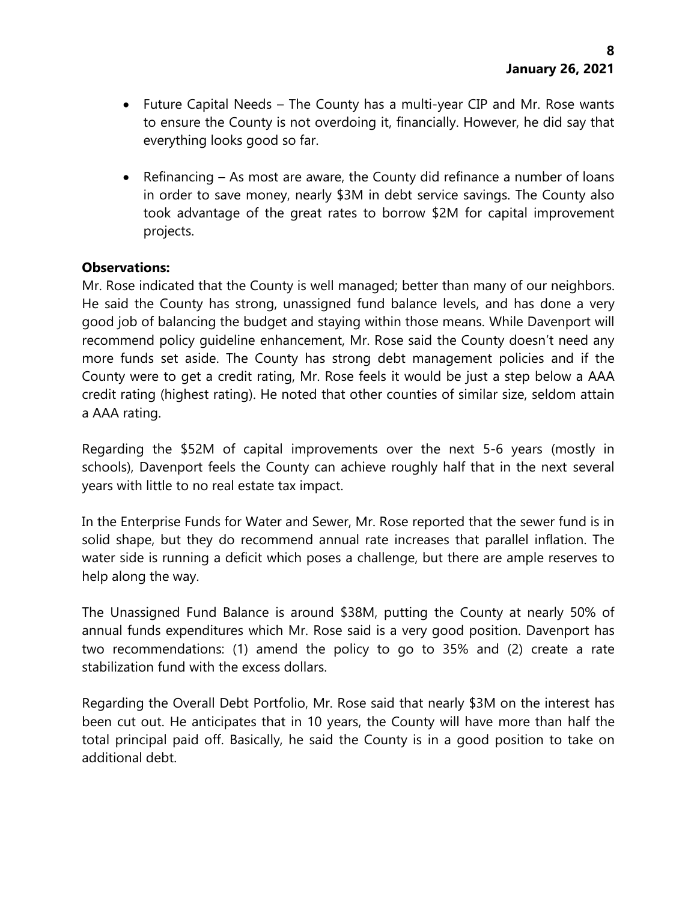- Future Capital Needs – The County has a multi-year CIP and Mr. Rose wants to ensure the County is not overdoing it, financially. However, he did say that everything looks good so far.

- Refinancing – As most are aware, the County did refinance a number of loans in order to save money, nearly $3M in debt service savings. The County also took advantage of the great rates to borrow $2M for capital improvement projects.

**Observations:**

Mr. Rose indicated that the County is well managed; better than many of our neighbors. He said the County has strong, unassigned fund balance levels, and has done a very good job of balancing the budget and staying within those means. While Davenport will recommend policy guideline enhancement, Mr. Rose said the County doesn't need any more funds set aside. The County has strong debt management policies and if the County were to get a credit rating, Mr. Rose feels it would be just a step below a AAA credit rating (highest rating). He noted that other counties of similar size, seldom attain a AAA rating.

Regarding the $52M of capital improvements over the next 5-6 years (mostly in schools), Davenport feels the County can achieve roughly half that in the next several years with little to no real estate tax impact.

In the Enterprise Funds for Water and Sewer, Mr. Rose reported that the sewer fund is in solid shape, but they do recommend annual rate increases that parallel inflation. The water side is running a deficit which poses a challenge, but there are ample reserves to help along the way.

The Unassigned Fund Balance is around $38M, putting the County at nearly 50% of annual funds expenditures which Mr. Rose said is a very good position. Davenport has two recommendations: (1) amend the policy to go to 35% and (2) create a rate stabilization fund with the excess dollars.

Regarding the Overall Debt Portfolio, Mr. Rose said that nearly $3M on the interest has been cut out. He anticipates that in 10 years, the County will have more than half the total principal paid off. Basically, he said the County is in a good position to take on additional debt.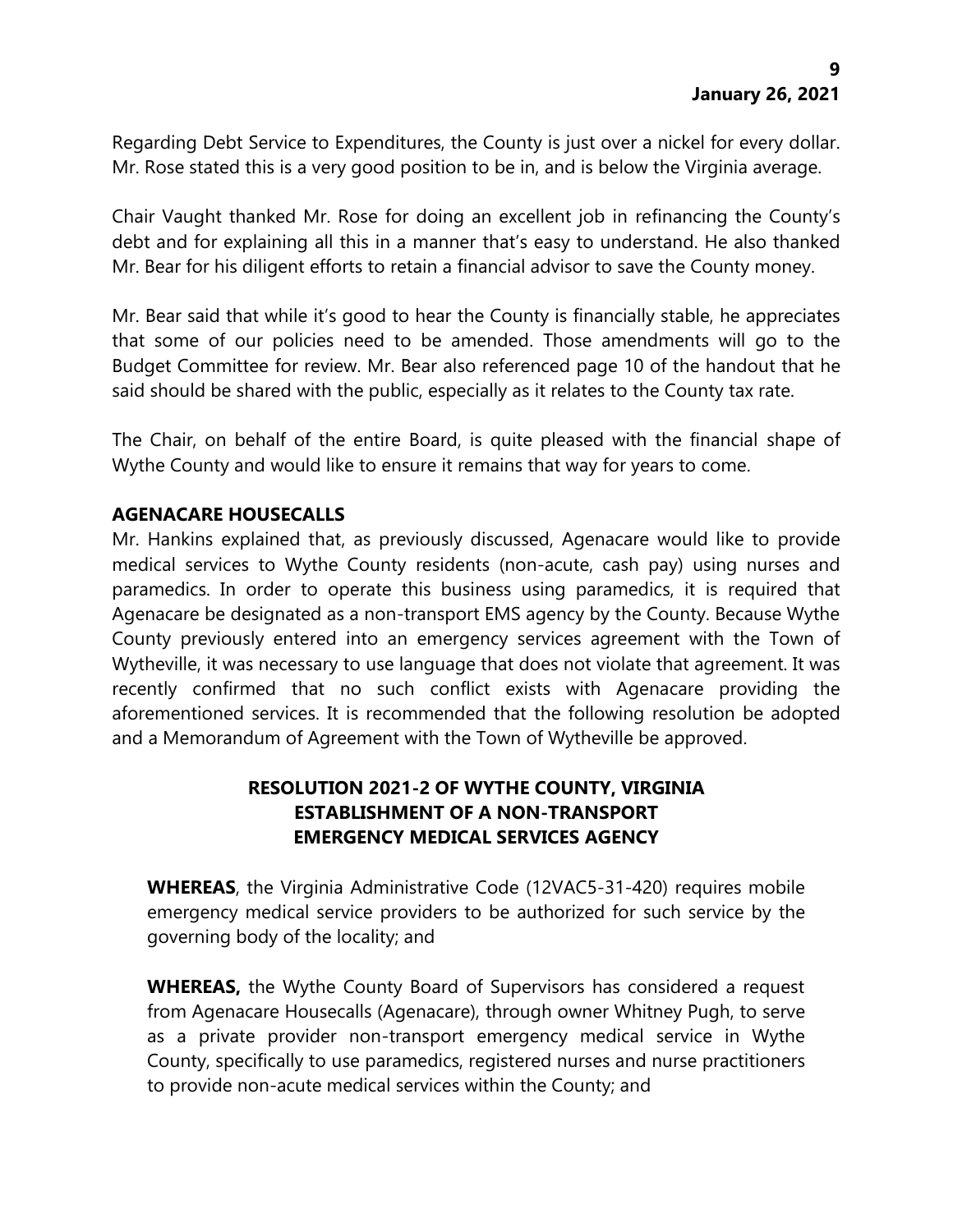Regarding Debt Service to Expenditures, the County is just over a nickel for every dollar. Mr. Rose stated this is a very good position to be in, and is below the Virginia average.

Chair Vaught thanked Mr. Rose for doing an excellent job in refinancing the County's debt and for explaining all this in a manner that's easy to understand. He also thanked Mr. Bear for his diligent efforts to retain a financial advisor to save the County money.

Mr. Bear said that while it's good to hear the County is financially stable, he appreciates that some of our policies need to be amended. Those amendments will go to the Budget Committee for review. Mr. Bear also referenced page 10 of the handout that he said should be shared with the public, especially as it relates to the County tax rate.

The Chair, on behalf of the entire Board, is quite pleased with the financial shape of Wythe County and would like to ensure it remains that way for years to come.

**AGENACARE HOUSECALLS**

Mr. Hankins explained that, as previously discussed, Agenacare would like to provide medical services to Wythe County residents (non-acute, cash pay) using nurses and paramedics. In order to operate this business using paramedics, it is required that Agenacare be designated as a non-transport EMS agency by the County. Because Wythe County previously entered into an emergency services agreement with the Town of Wytheville, it was necessary to use language that does not violate that agreement. It was recently confirmed that no such conflict exists with Agenacare providing the aforementioned services. It is recommended that the following resolution be adopted and a Memorandum of Agreement with the Town of Wytheville be approved.

**RESOLUTION 2021-2 OF WYTHE COUNTY, VIRGINIA
ESTABLISHMENT OF A NON-TRANSPORT
EMERGENCY MEDICAL SERVICES AGENCY**

**WHEREAS**, the Virginia Administrative Code (12VAC5-31-420) requires mobile emergency medical service providers to be authorized for such service by the governing body of the locality; and

**WHEREAS,** the Wythe County Board of Supervisors has considered a request from Agenacare Housecalls (Agenacare), through owner Whitney Pugh, to serve as a private provider non-transport emergency medical service in Wythe County, specifically to use paramedics, registered nurses and nurse practitioners to provide non-acute medical services within the County; and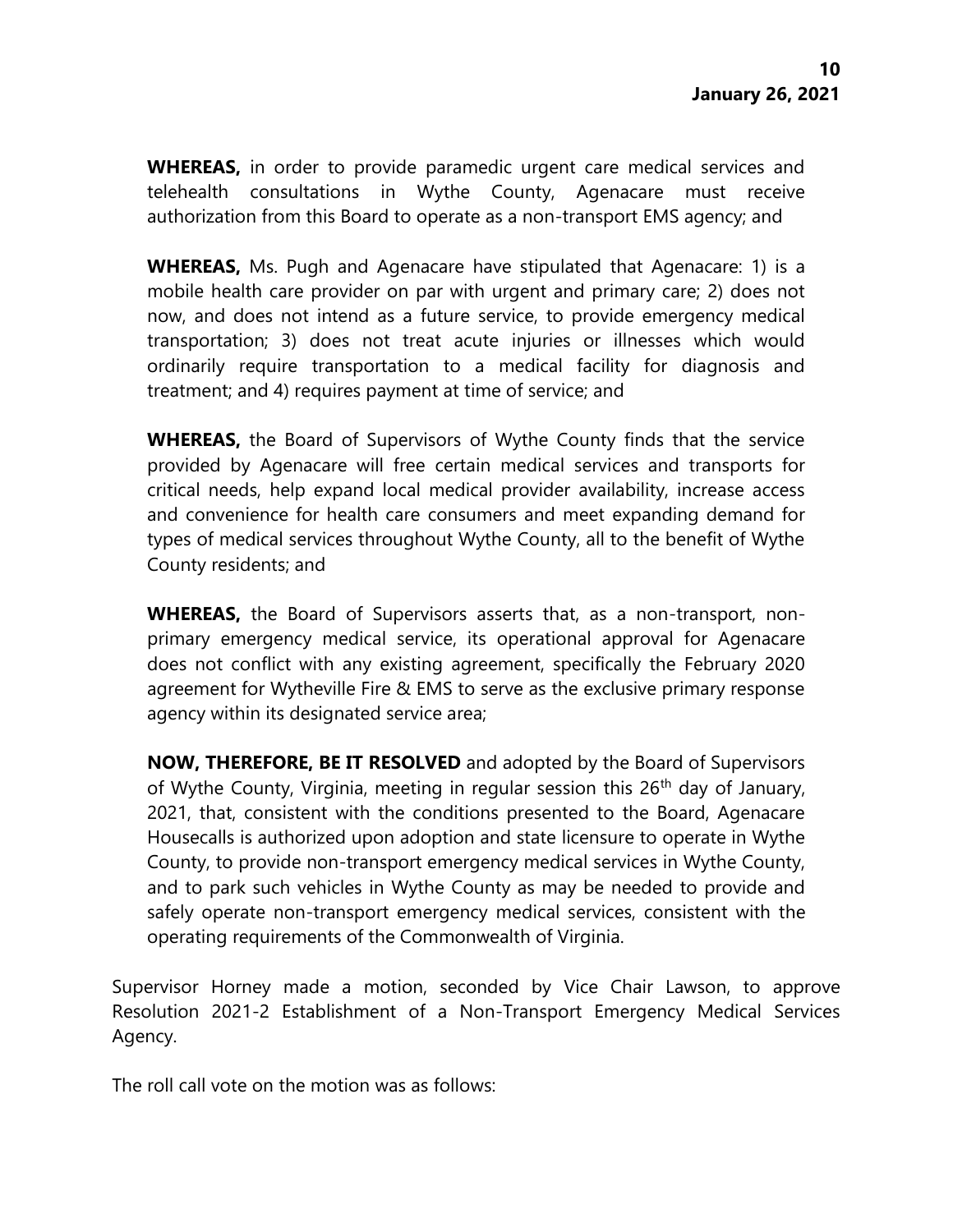**WHEREAS,** in order to provide paramedic urgent care medical services and telehealth consultations in Wythe County, Agenacare must receive authorization from this Board to operate as a non-transport EMS agency; and

**WHEREAS,** Ms. Pugh and Agenacare have stipulated that Agenacare: 1) is a mobile health care provider on par with urgent and primary care; 2) does not now, and does not intend as a future service, to provide emergency medical transportation; 3) does not treat acute injuries or illnesses which would ordinarily require transportation to a medical facility for diagnosis and treatment; and 4) requires payment at time of service; and

**WHEREAS,** the Board of Supervisors of Wythe County finds that the service provided by Agenacare will free certain medical services and transports for critical needs, help expand local medical provider availability, increase access and convenience for health care consumers and meet expanding demand for types of medical services throughout Wythe County, all to the benefit of Wythe County residents; and

**WHEREAS,** the Board of Supervisors asserts that, as a non-transport, non-primary emergency medical service, its operational approval for Agenacare does not conflict with any existing agreement, specifically the February 2020 agreement for Wytheville Fire & EMS to serve as the exclusive primary response agency within its designated service area;

**NOW, THEREFORE, BE IT RESOLVED** and adopted by the Board of Supervisors of Wythe County, Virginia, meeting in regular session this 26th day of January, 2021, that, consistent with the conditions presented to the Board, Agenacare Housecalls is authorized upon adoption and state licensure to operate in Wythe County, to provide non-transport emergency medical services in Wythe County, and to park such vehicles in Wythe County as may be needed to provide and safely operate non-transport emergency medical services, consistent with the operating requirements of the Commonwealth of Virginia.

Supervisor Horney made a motion, seconded by Vice Chair Lawson, to approve Resolution 2021-2 Establishment of a Non-Transport Emergency Medical Services Agency.

The roll call vote on the motion was as follows: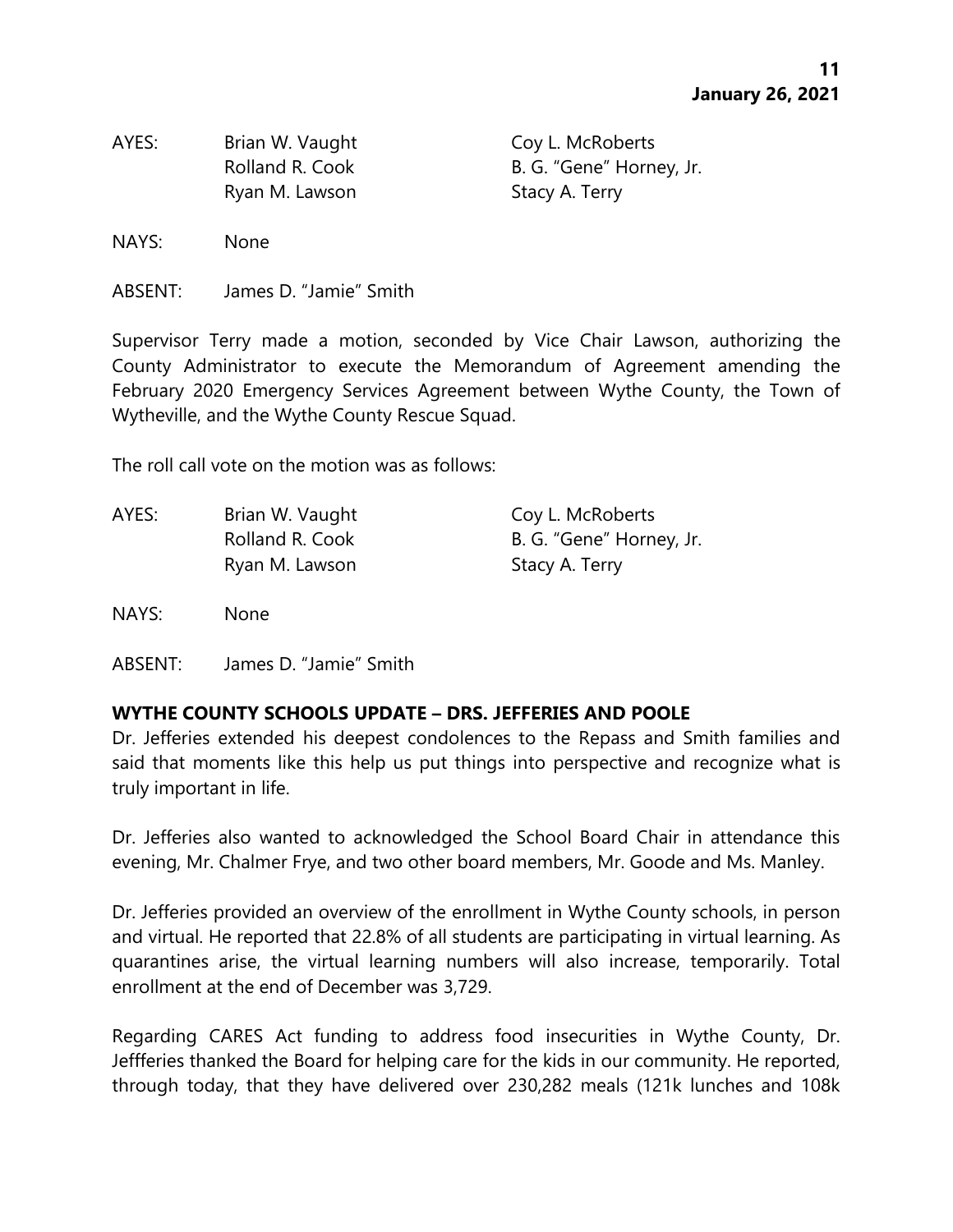| AYES: | Brian W. Vaught | Coy L. McRoberts |
|---|---|---|
| | Rolland R. Cook | B. G. "Gene" Horney, Jr. |
| | Ryan M. Lawson | Stacy A. Terry |

NAYS: None

ABSENT: James D. "Jamie" Smith

Supervisor Terry made a motion, seconded by Vice Chair Lawson, authorizing the County Administrator to execute the Memorandum of Agreement amending the February 2020 Emergency Services Agreement between Wythe County, the Town of Wytheville, and the Wythe County Rescue Squad.

The roll call vote on the motion was as follows:

| AYES: | Brian W. Vaught | Coy L. McRoberts |
|---|---|---|
| | Rolland R. Cook | B. G. "Gene" Horney, Jr. |
| | Ryan M. Lawson | Stacy A. Terry |

NAYS: None

ABSENT: James D. "Jamie" Smith

**WYTHE COUNTY SCHOOLS UPDATE – DRS. JEFFERIES AND POOLE**

Dr. Jefferies extended his deepest condolences to the Repass and Smith families and said that moments like this help us put things into perspective and recognize what is truly important in life.

Dr. Jefferies also wanted to acknowledged the School Board Chair in attendance this evening, Mr. Chalmer Frye, and two other board members, Mr. Goode and Ms. Manley.

Dr. Jefferies provided an overview of the enrollment in Wythe County schools, in person and virtual. He reported that 22.8% of all students are participating in virtual learning. As quarantines arise, the virtual learning numbers will also increase, temporarily. Total enrollment at the end of December was 3,729.

Regarding CARES Act funding to address food insecurities in Wythe County, Dr. Jeffferies thanked the Board for helping care for the kids in our community. He reported, through today, that they have delivered over 230,282 meals (121k lunches and 108k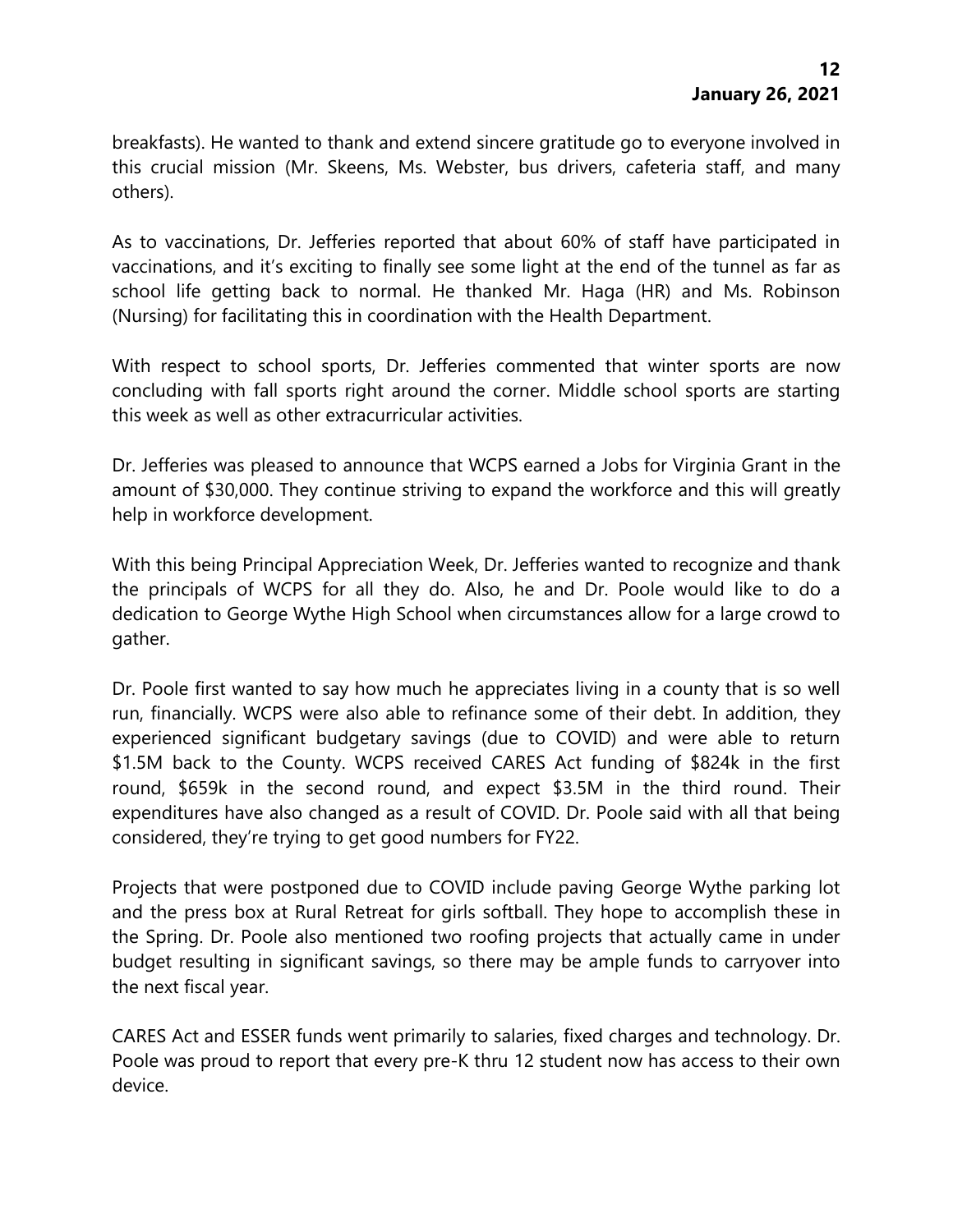breakfasts). He wanted to thank and extend sincere gratitude go to everyone involved in this crucial mission (Mr. Skeens, Ms. Webster, bus drivers, cafeteria staff, and many others).

As to vaccinations, Dr. Jefferies reported that about 60% of staff have participated in vaccinations, and it's exciting to finally see some light at the end of the tunnel as far as school life getting back to normal. He thanked Mr. Haga (HR) and Ms. Robinson (Nursing) for facilitating this in coordination with the Health Department.

With respect to school sports, Dr. Jefferies commented that winter sports are now concluding with fall sports right around the corner. Middle school sports are starting this week as well as other extracurricular activities.

Dr. Jefferies was pleased to announce that WCPS earned a Jobs for Virginia Grant in the amount of $30,000. They continue striving to expand the workforce and this will greatly help in workforce development.

With this being Principal Appreciation Week, Dr. Jefferies wanted to recognize and thank the principals of WCPS for all they do. Also, he and Dr. Poole would like to do a dedication to George Wythe High School when circumstances allow for a large crowd to gather.

Dr. Poole first wanted to say how much he appreciates living in a county that is so well run, financially. WCPS were also able to refinance some of their debt. In addition, they experienced significant budgetary savings (due to COVID) and were able to return $1.5M back to the County. WCPS received CARES Act funding of $824k in the first round, $659k in the second round, and expect $3.5M in the third round. Their expenditures have also changed as a result of COVID. Dr. Poole said with all that being considered, they're trying to get good numbers for FY22.

Projects that were postponed due to COVID include paving George Wythe parking lot and the press box at Rural Retreat for girls softball. They hope to accomplish these in the Spring. Dr. Poole also mentioned two roofing projects that actually came in under budget resulting in significant savings, so there may be ample funds to carryover into the next fiscal year.

CARES Act and ESSER funds went primarily to salaries, fixed charges and technology. Dr. Poole was proud to report that every pre-K thru 12 student now has access to their own device.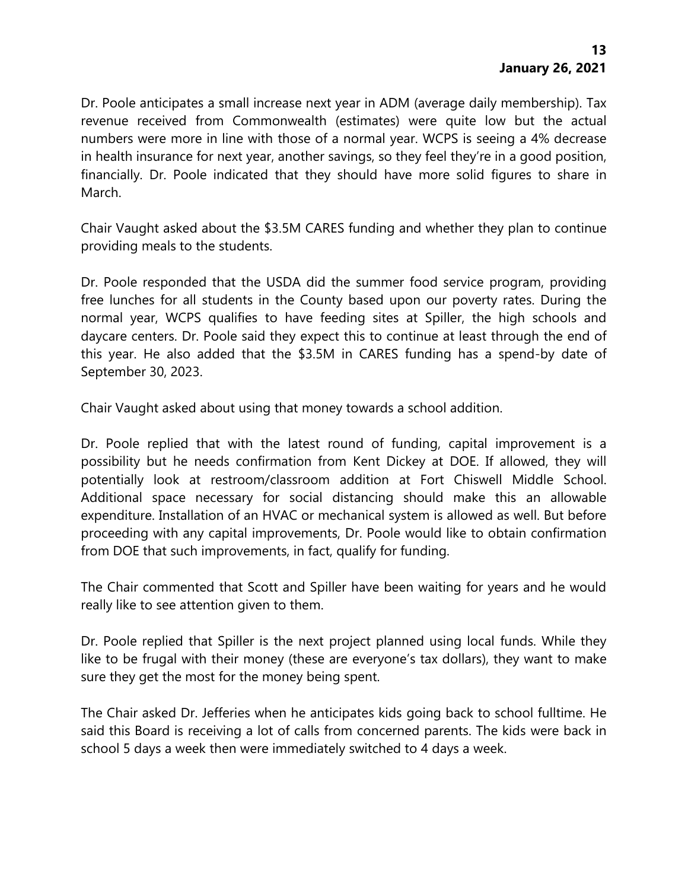Dr. Poole anticipates a small increase next year in ADM (average daily membership). Tax revenue received from Commonwealth (estimates) were quite low but the actual numbers were more in line with those of a normal year. WCPS is seeing a 4% decrease in health insurance for next year, another savings, so they feel they're in a good position, financially. Dr. Poole indicated that they should have more solid figures to share in March.

Chair Vaught asked about the $3.5M CARES funding and whether they plan to continue providing meals to the students.

Dr. Poole responded that the USDA did the summer food service program, providing free lunches for all students in the County based upon our poverty rates. During the normal year, WCPS qualifies to have feeding sites at Spiller, the high schools and daycare centers. Dr. Poole said they expect this to continue at least through the end of this year. He also added that the $3.5M in CARES funding has a spend-by date of September 30, 2023.

Chair Vaught asked about using that money towards a school addition.

Dr. Poole replied that with the latest round of funding, capital improvement is a possibility but he needs confirmation from Kent Dickey at DOE. If allowed, they will potentially look at restroom/classroom addition at Fort Chiswell Middle School. Additional space necessary for social distancing should make this an allowable expenditure. Installation of an HVAC or mechanical system is allowed as well. But before proceeding with any capital improvements, Dr. Poole would like to obtain confirmation from DOE that such improvements, in fact, qualify for funding.

The Chair commented that Scott and Spiller have been waiting for years and he would really like to see attention given to them.

Dr. Poole replied that Spiller is the next project planned using local funds. While they like to be frugal with their money (these are everyone's tax dollars), they want to make sure they get the most for the money being spent.

The Chair asked Dr. Jefferies when he anticipates kids going back to school fulltime. He said this Board is receiving a lot of calls from concerned parents. The kids were back in school 5 days a week then were immediately switched to 4 days a week.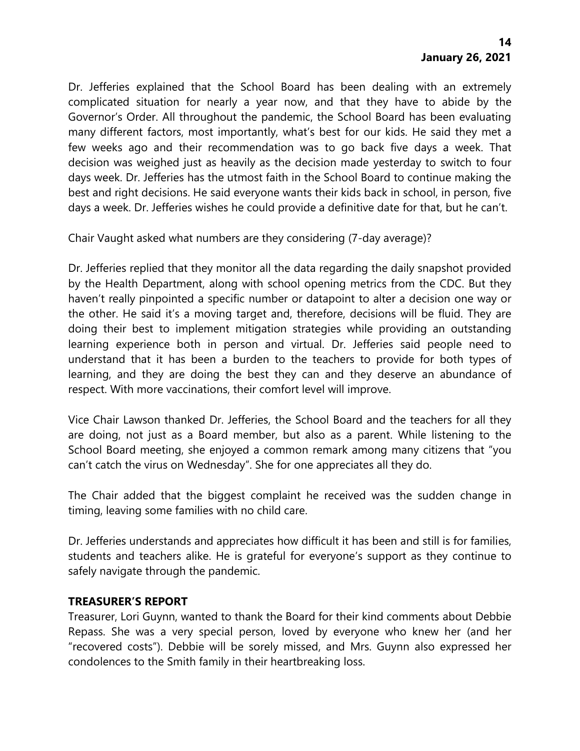Dr. Jefferies explained that the School Board has been dealing with an extremely complicated situation for nearly a year now, and that they have to abide by the Governor's Order. All throughout the pandemic, the School Board has been evaluating many different factors, most importantly, what's best for our kids. He said they met a few weeks ago and their recommendation was to go back five days a week. That decision was weighed just as heavily as the decision made yesterday to switch to four days week. Dr. Jefferies has the utmost faith in the School Board to continue making the best and right decisions. He said everyone wants their kids back in school, in person, five days a week. Dr. Jefferies wishes he could provide a definitive date for that, but he can't.

Chair Vaught asked what numbers are they considering (7-day average)?

Dr. Jefferies replied that they monitor all the data regarding the daily snapshot provided by the Health Department, along with school opening metrics from the CDC. But they haven't really pinpointed a specific number or datapoint to alter a decision one way or the other. He said it's a moving target and, therefore, decisions will be fluid. They are doing their best to implement mitigation strategies while providing an outstanding learning experience both in person and virtual. Dr. Jefferies said people need to understand that it has been a burden to the teachers to provide for both types of learning, and they are doing the best they can and they deserve an abundance of respect. With more vaccinations, their comfort level will improve.

Vice Chair Lawson thanked Dr. Jefferies, the School Board and the teachers for all they are doing, not just as a Board member, but also as a parent. While listening to the School Board meeting, she enjoyed a common remark among many citizens that "you can't catch the virus on Wednesday". She for one appreciates all they do.

The Chair added that the biggest complaint he received was the sudden change in timing, leaving some families with no child care.

Dr. Jefferies understands and appreciates how difficult it has been and still is for families, students and teachers alike. He is grateful for everyone's support as they continue to safely navigate through the pandemic.

**TREASURER'S REPORT**

Treasurer, Lori Guynn, wanted to thank the Board for their kind comments about Debbie Repass. She was a very special person, loved by everyone who knew her (and her "recovered costs"). Debbie will be sorely missed, and Mrs. Guynn also expressed her condolences to the Smith family in their heartbreaking loss.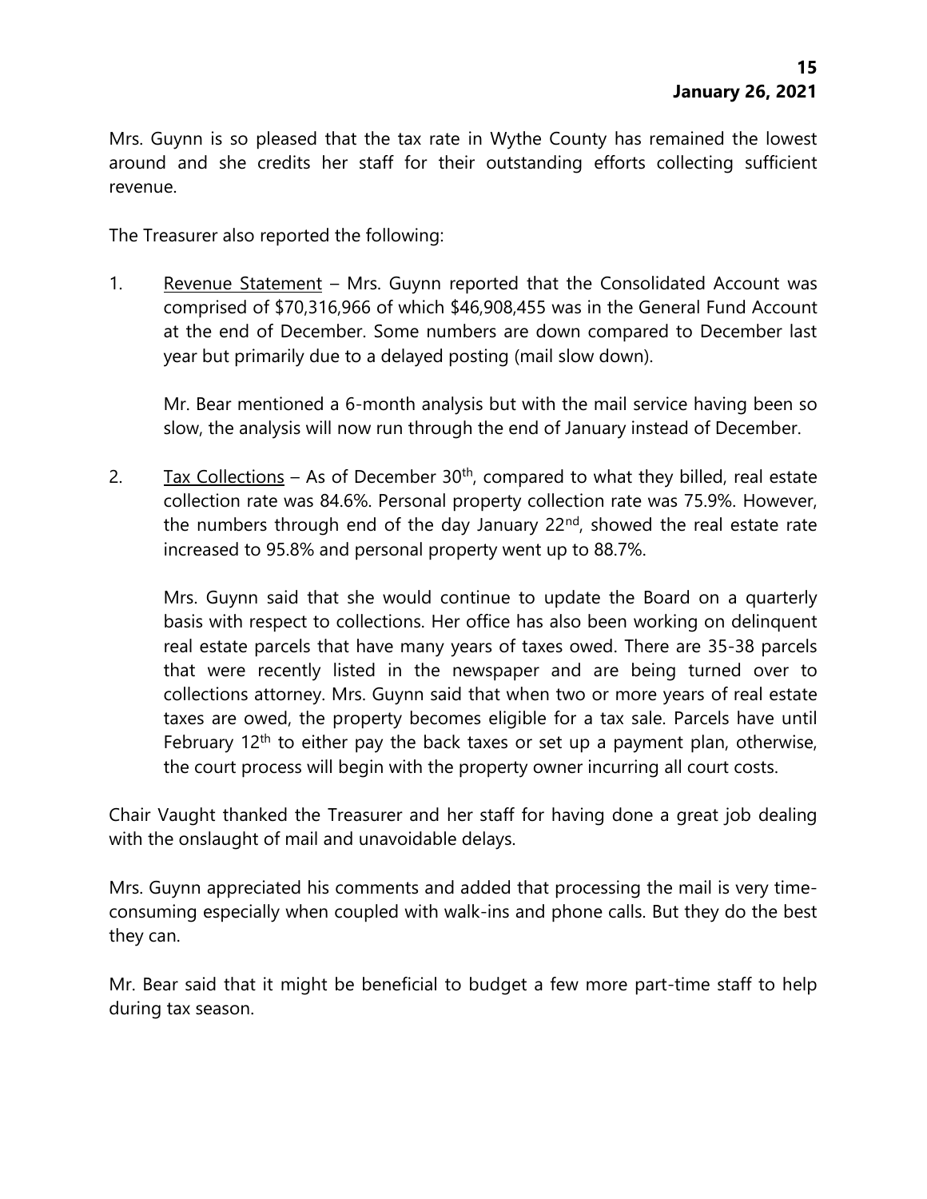Mrs. Guynn is so pleased that the tax rate in Wythe County has remained the lowest around and she credits her staff for their outstanding efforts collecting sufficient revenue.

The Treasurer also reported the following:

1. Revenue Statement – Mrs. Guynn reported that the Consolidated Account was comprised of $70,316,966 of which $46,908,455 was in the General Fund Account at the end of December. Some numbers are down compared to December last year but primarily due to a delayed posting (mail slow down).

   Mr. Bear mentioned a 6-month analysis but with the mail service having been so slow, the analysis will now run through the end of January instead of December.

2. Tax Collections – As of December 30th, compared to what they billed, real estate collection rate was 84.6%. Personal property collection rate was 75.9%. However, the numbers through end of the day January 22nd, showed the real estate rate increased to 95.8% and personal property went up to 88.7%.

   Mrs. Guynn said that she would continue to update the Board on a quarterly basis with respect to collections. Her office has also been working on delinquent real estate parcels that have many years of taxes owed. There are 35-38 parcels that were recently listed in the newspaper and are being turned over to collections attorney. Mrs. Guynn said that when two or more years of real estate taxes are owed, the property becomes eligible for a tax sale. Parcels have until February 12th to either pay the back taxes or set up a payment plan, otherwise, the court process will begin with the property owner incurring all court costs.

Chair Vaught thanked the Treasurer and her staff for having done a great job dealing with the onslaught of mail and unavoidable delays.

Mrs. Guynn appreciated his comments and added that processing the mail is very time-consuming especially when coupled with walk-ins and phone calls. But they do the best they can.

Mr. Bear said that it might be beneficial to budget a few more part-time staff to help during tax season.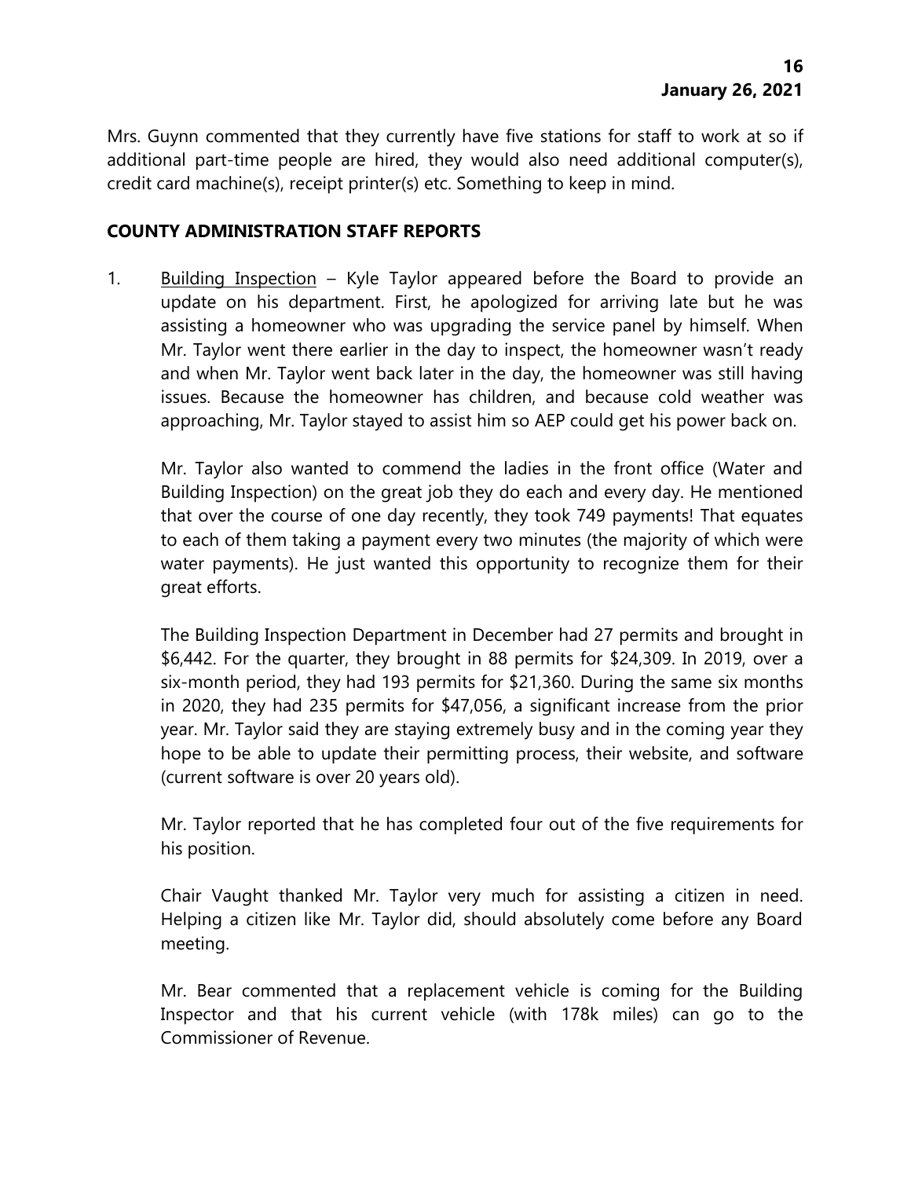Mrs. Guynn commented that they currently have five stations for staff to work at so if additional part-time people are hired, they would also need additional computer(s), credit card machine(s), receipt printer(s) etc. Something to keep in mind.

## COUNTY ADMINISTRATION STAFF REPORTS

1. Building Inspection – Kyle Taylor appeared before the Board to provide an update on his department. First, he apologized for arriving late but he was assisting a homeowner who was upgrading the service panel by himself. When Mr. Taylor went there earlier in the day to inspect, the homeowner wasn't ready and when Mr. Taylor went back later in the day, the homeowner was still having issues. Because the homeowner has children, and because cold weather was approaching, Mr. Taylor stayed to assist him so AEP could get his power back on.

   Mr. Taylor also wanted to commend the ladies in the front office (Water and Building Inspection) on the great job they do each and every day. He mentioned that over the course of one day recently, they took 749 payments! That equates to each of them taking a payment every two minutes (the majority of which were water payments). He just wanted this opportunity to recognize them for their great efforts.

   The Building Inspection Department in December had 27 permits and brought in $6,442. For the quarter, they brought in 88 permits for $24,309. In 2019, over a six-month period, they had 193 permits for $21,360. During the same six months in 2020, they had 235 permits for $47,056, a significant increase from the prior year. Mr. Taylor said they are staying extremely busy and in the coming year they hope to be able to update their permitting process, their website, and software (current software is over 20 years old).

   Mr. Taylor reported that he has completed four out of the five requirements for his position.

   Chair Vaught thanked Mr. Taylor very much for assisting a citizen in need. Helping a citizen like Mr. Taylor did, should absolutely come before any Board meeting.

   Mr. Bear commented that a replacement vehicle is coming for the Building Inspector and that his current vehicle (with 178k miles) can go to the Commissioner of Revenue.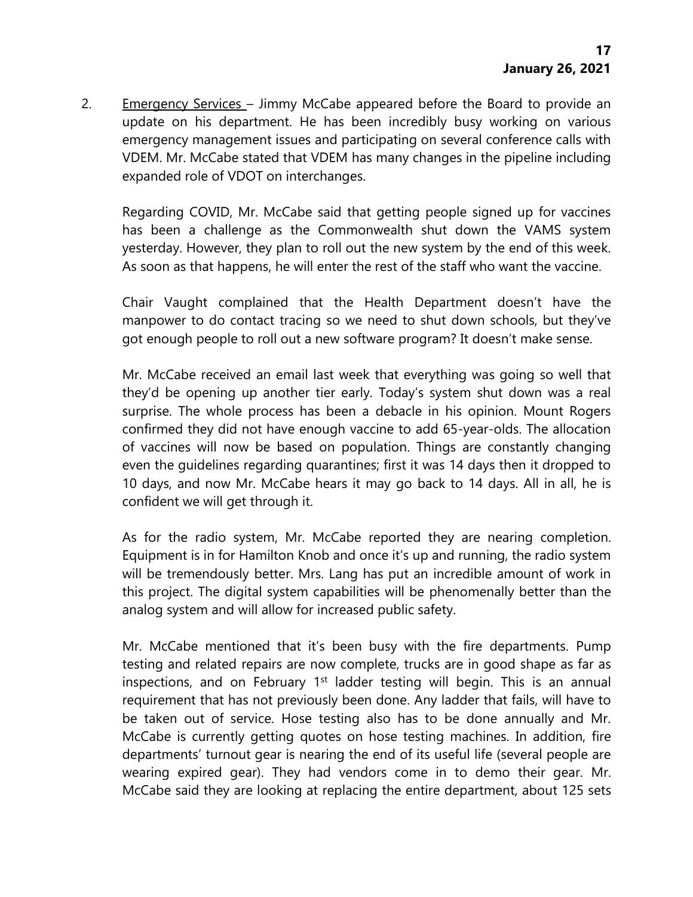2. Emergency Services – Jimmy McCabe appeared before the Board to provide an update on his department. He has been incredibly busy working on various emergency management issues and participating on several conference calls with VDEM. Mr. McCabe stated that VDEM has many changes in the pipeline including expanded role of VDOT on interchanges.

   Regarding COVID, Mr. McCabe said that getting people signed up for vaccines has been a challenge as the Commonwealth shut down the VAMS system yesterday. However, they plan to roll out the new system by the end of this week. As soon as that happens, he will enter the rest of the staff who want the vaccine.

   Chair Vaught complained that the Health Department doesn't have the manpower to do contact tracing so we need to shut down schools, but they've got enough people to roll out a new software program? It doesn't make sense.

   Mr. McCabe received an email last week that everything was going so well that they'd be opening up another tier early. Today's system shut down was a real surprise. The whole process has been a debacle in his opinion. Mount Rogers confirmed they did not have enough vaccine to add 65-year-olds. The allocation of vaccines will now be based on population. Things are constantly changing even the guidelines regarding quarantines; first it was 14 days then it dropped to 10 days, and now Mr. McCabe hears it may go back to 14 days. All in all, he is confident we will get through it.

   As for the radio system, Mr. McCabe reported they are nearing completion. Equipment is in for Hamilton Knob and once it's up and running, the radio system will be tremendously better. Mrs. Lang has put an incredible amount of work in this project. The digital system capabilities will be phenomenally better than the analog system and will allow for increased public safety.

   Mr. McCabe mentioned that it's been busy with the fire departments. Pump testing and related repairs are now complete, trucks are in good shape as far as inspections, and on February 1st ladder testing will begin. This is an annual requirement that has not previously been done. Any ladder that fails, will have to be taken out of service. Hose testing also has to be done annually and Mr. McCabe is currently getting quotes on hose testing machines. In addition, fire departments' turnout gear is nearing the end of its useful life (several people are wearing expired gear). They had vendors come in to demo their gear. Mr. McCabe said they are looking at replacing the entire department, about 125 sets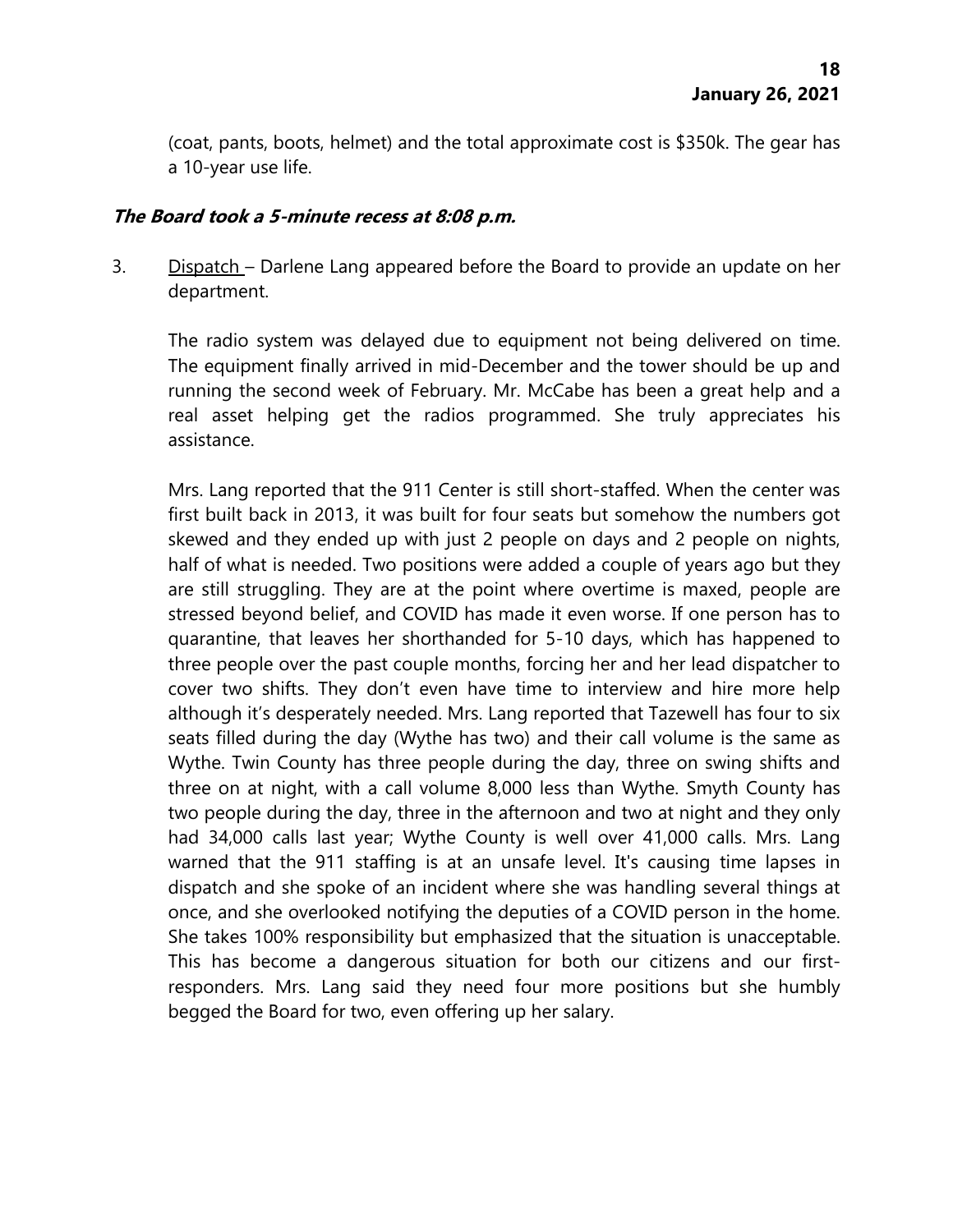(coat, pants, boots, helmet) and the total approximate cost is $350k. The gear has a 10-year use life.

***The Board took a 5-minute recess at 8:08 p.m.***

3. Dispatch – Darlene Lang appeared before the Board to provide an update on her department.

   The radio system was delayed due to equipment not being delivered on time. The equipment finally arrived in mid-December and the tower should be up and running the second week of February. Mr. McCabe has been a great help and a real asset helping get the radios programmed. She truly appreciates his assistance.

   Mrs. Lang reported that the 911 Center is still short-staffed. When the center was first built back in 2013, it was built for four seats but somehow the numbers got skewed and they ended up with just 2 people on days and 2 people on nights, half of what is needed. Two positions were added a couple of years ago but they are still struggling. They are at the point where overtime is maxed, people are stressed beyond belief, and COVID has made it even worse. If one person has to quarantine, that leaves her shorthanded for 5-10 days, which has happened to three people over the past couple months, forcing her and her lead dispatcher to cover two shifts. They don't even have time to interview and hire more help although it's desperately needed. Mrs. Lang reported that Tazewell has four to six seats filled during the day (Wythe has two) and their call volume is the same as Wythe. Twin County has three people during the day, three on swing shifts and three on at night, with a call volume 8,000 less than Wythe. Smyth County has two people during the day, three in the afternoon and two at night and they only had 34,000 calls last year; Wythe County is well over 41,000 calls. Mrs. Lang warned that the 911 staffing is at an unsafe level. It's causing time lapses in dispatch and she spoke of an incident where she was handling several things at once, and she overlooked notifying the deputies of a COVID person in the home. She takes 100% responsibility but emphasized that the situation is unacceptable. This has become a dangerous situation for both our citizens and our first-responders. Mrs. Lang said they need four more positions but she humbly begged the Board for two, even offering up her salary.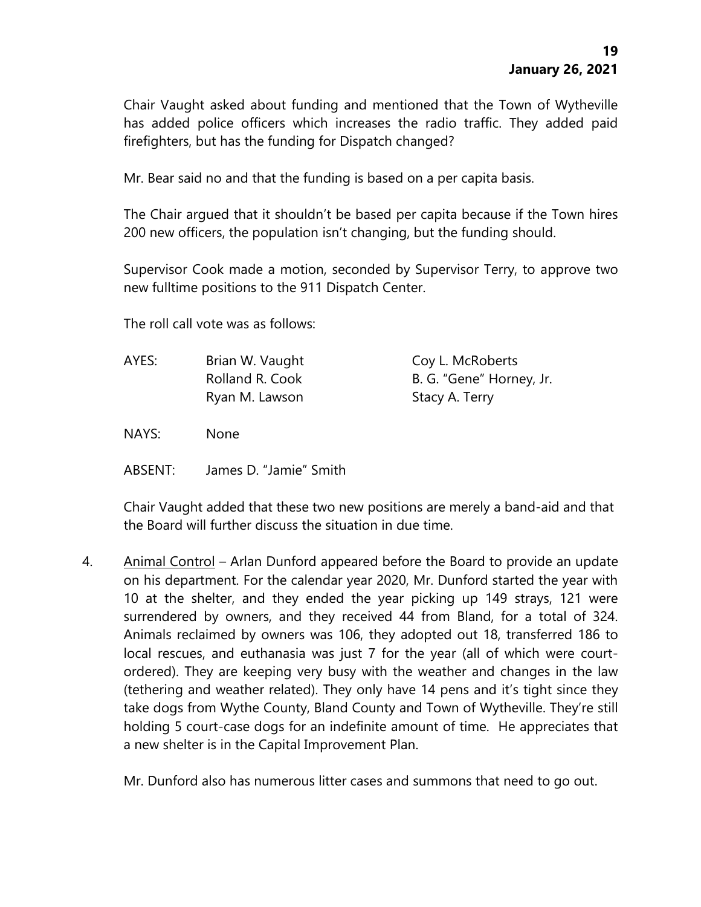Chair Vaught asked about funding and mentioned that the Town of Wytheville has added police officers which increases the radio traffic. They added paid firefighters, but has the funding for Dispatch changed?

Mr. Bear said no and that the funding is based on a per capita basis.

The Chair argued that it shouldn't be based per capita because if the Town hires 200 new officers, the population isn't changing, but the funding should.

Supervisor Cook made a motion, seconded by Supervisor Terry, to approve two new fulltime positions to the 911 Dispatch Center.

The roll call vote was as follows:

| | | |
|---|---|---|
| AYES: | Brian W. Vaught | Coy L. McRoberts |
| | Rolland R. Cook | B. G. "Gene" Horney, Jr. |
| | Ryan M. Lawson | Stacy A. Terry |
| NAYS: | None | |
| ABSENT: | James D. "Jamie" Smith | |

Chair Vaught added that these two new positions are merely a band-aid and that the Board will further discuss the situation in due time.

4. Animal Control – Arlan Dunford appeared before the Board to provide an update on his department. For the calendar year 2020, Mr. Dunford started the year with 10 at the shelter, and they ended the year picking up 149 strays, 121 were surrendered by owners, and they received 44 from Bland, for a total of 324. Animals reclaimed by owners was 106, they adopted out 18, transferred 186 to local rescues, and euthanasia was just 7 for the year (all of which were court-ordered). They are keeping very busy with the weather and changes in the law (tethering and weather related). They only have 14 pens and it's tight since they take dogs from Wythe County, Bland County and Town of Wytheville. They're still holding 5 court-case dogs for an indefinite amount of time. He appreciates that a new shelter is in the Capital Improvement Plan.

   Mr. Dunford also has numerous litter cases and summons that need to go out.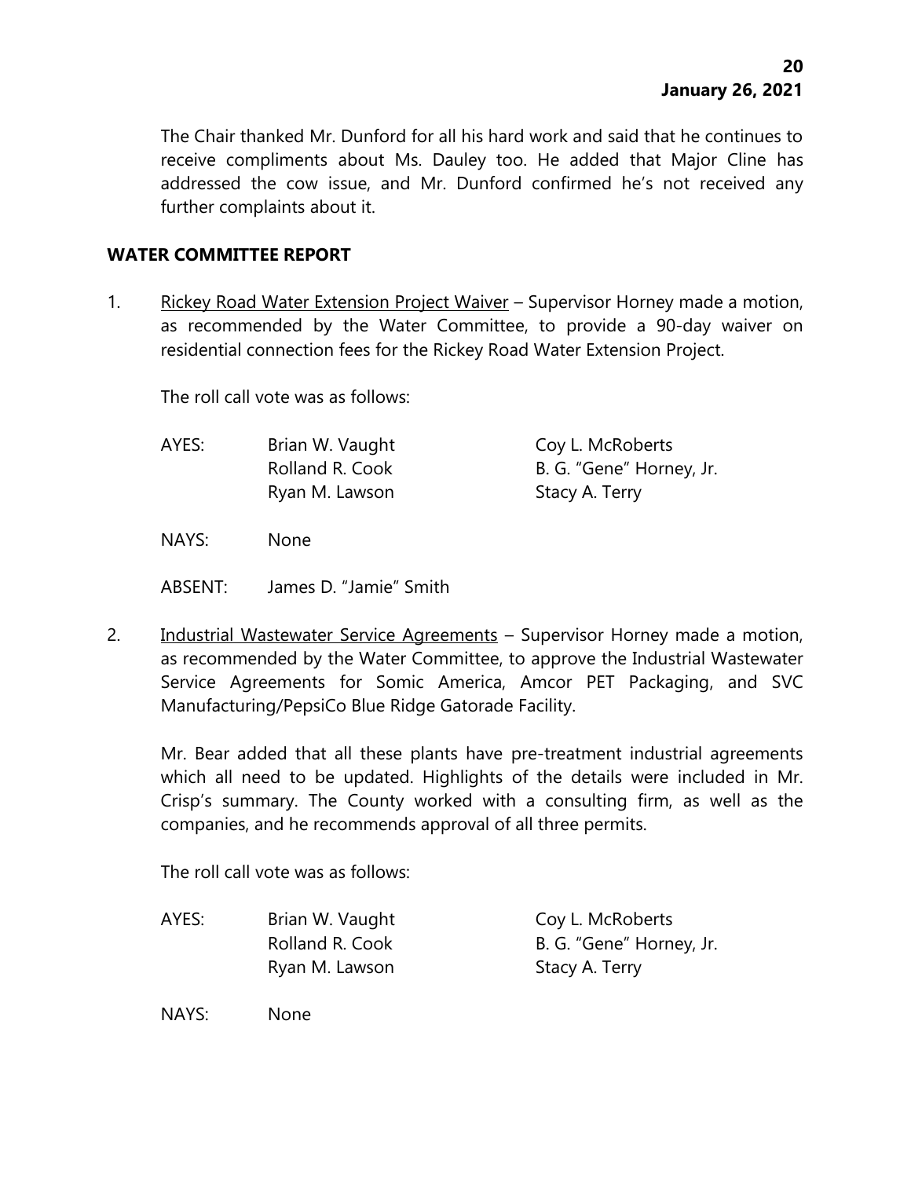The Chair thanked Mr. Dunford for all his hard work and said that he continues to receive compliments about Ms. Dauley too. He added that Major Cline has addressed the cow issue, and Mr. Dunford confirmed he's not received any further complaints about it.

## WATER COMMITTEE REPORT

1. Rickey Road Water Extension Project Waiver – Supervisor Horney made a motion, as recommended by the Water Committee, to provide a 90-day waiver on residential connection fees for the Rickey Road Water Extension Project.

   The roll call vote was as follows:

   | | | |
   |---|---|---|
   | AYES: | Brian W. Vaught | Coy L. McRoberts |
   | | Rolland R. Cook | B. G. "Gene" Horney, Jr. |
   | | Ryan M. Lawson | Stacy A. Terry |
   | NAYS: | None | |
   | ABSENT: | James D. "Jamie" Smith | |

2. Industrial Wastewater Service Agreements – Supervisor Horney made a motion, as recommended by the Water Committee, to approve the Industrial Wastewater Service Agreements for Somic America, Amcor PET Packaging, and SVC Manufacturing/PepsiCo Blue Ridge Gatorade Facility.

   Mr. Bear added that all these plants have pre-treatment industrial agreements which all need to be updated. Highlights of the details were included in Mr. Crisp's summary. The County worked with a consulting firm, as well as the companies, and he recommends approval of all three permits.

   The roll call vote was as follows:

   | | | |
   |---|---|---|
   | AYES: | Brian W. Vaught | Coy L. McRoberts |
   | | Rolland R. Cook | B. G. "Gene" Horney, Jr. |
   | | Ryan M. Lawson | Stacy A. Terry |
   | NAYS: | None | |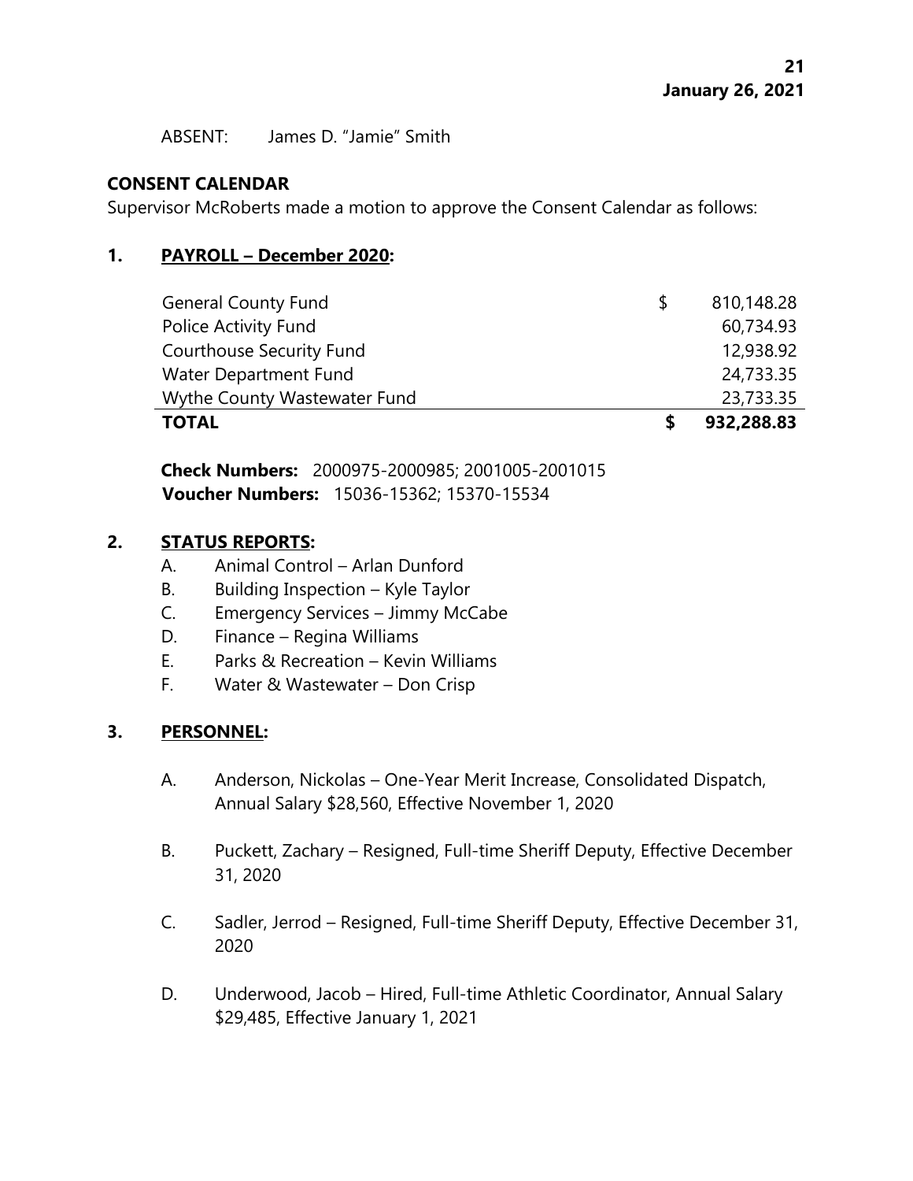ABSENT: James D. "Jamie" Smith

**CONSENT CALENDAR**

Supervisor McRoberts made a motion to approve the Consent Calendar as follows:

**1. PAYROLL – December 2020:**

| | | |
|---|---|---|
| General County Fund | $ | 810,148.28 |
| Police Activity Fund | | 60,734.93 |
| Courthouse Security Fund | | 12,938.92 |
| Water Department Fund | | 24,733.35 |
| Wythe County Wastewater Fund | | 23,733.35 |
| **TOTAL** | **$** | **932,288.83** |

**Check Numbers:** 2000975-2000985; 2001005-2001015
**Voucher Numbers:** 15036-15362; 15370-15534

**2. STATUS REPORTS:**

A. Animal Control – Arlan Dunford
B. Building Inspection – Kyle Taylor
C. Emergency Services – Jimmy McCabe
D. Finance – Regina Williams
E. Parks & Recreation – Kevin Williams
F. Water & Wastewater – Don Crisp

**3. PERSONNEL:**

A. Anderson, Nickolas – One-Year Merit Increase, Consolidated Dispatch, Annual Salary $28,560, Effective November 1, 2020

B. Puckett, Zachary – Resigned, Full-time Sheriff Deputy, Effective December 31, 2020

C. Sadler, Jerrod – Resigned, Full-time Sheriff Deputy, Effective December 31, 2020

D. Underwood, Jacob – Hired, Full-time Athletic Coordinator, Annual Salary $29,485, Effective January 1, 2021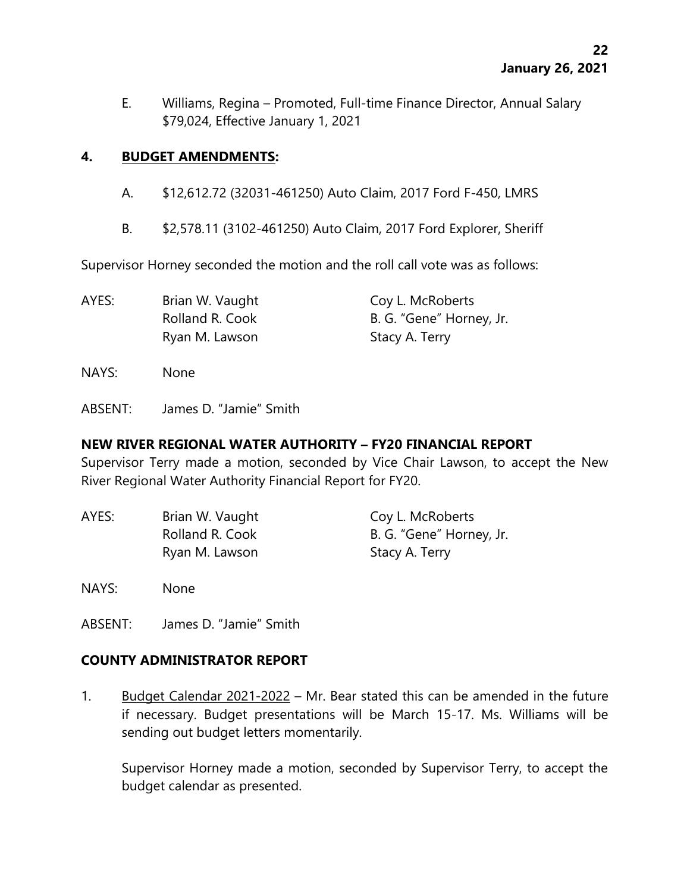E. Williams, Regina – Promoted, Full-time Finance Director, Annual Salary $79,024, Effective January 1, 2021

**4. BUDGET AMENDMENTS:**

A. $12,612.72 (32031-461250) Auto Claim, 2017 Ford F-450, LMRS

B. $2,578.11 (3102-461250) Auto Claim, 2017 Ford Explorer, Sheriff

Supervisor Horney seconded the motion and the roll call vote was as follows:

AYES: Brian W. Vaught, Coy L. McRoberts, Rolland R. Cook, B. G. "Gene" Horney, Jr., Ryan M. Lawson, Stacy A. Terry

NAYS: None

ABSENT: James D. "Jamie" Smith

**NEW RIVER REGIONAL WATER AUTHORITY – FY20 FINANCIAL REPORT**

Supervisor Terry made a motion, seconded by Vice Chair Lawson, to accept the New River Regional Water Authority Financial Report for FY20.

AYES: Brian W. Vaught, Coy L. McRoberts, Rolland R. Cook, B. G. "Gene" Horney, Jr., Ryan M. Lawson, Stacy A. Terry

NAYS: None

ABSENT: James D. "Jamie" Smith

**COUNTY ADMINISTRATOR REPORT**

1. Budget Calendar 2021-2022 – Mr. Bear stated this can be amended in the future if necessary. Budget presentations will be March 15-17. Ms. Williams will be sending out budget letters momentarily.

   Supervisor Horney made a motion, seconded by Supervisor Terry, to accept the budget calendar as presented.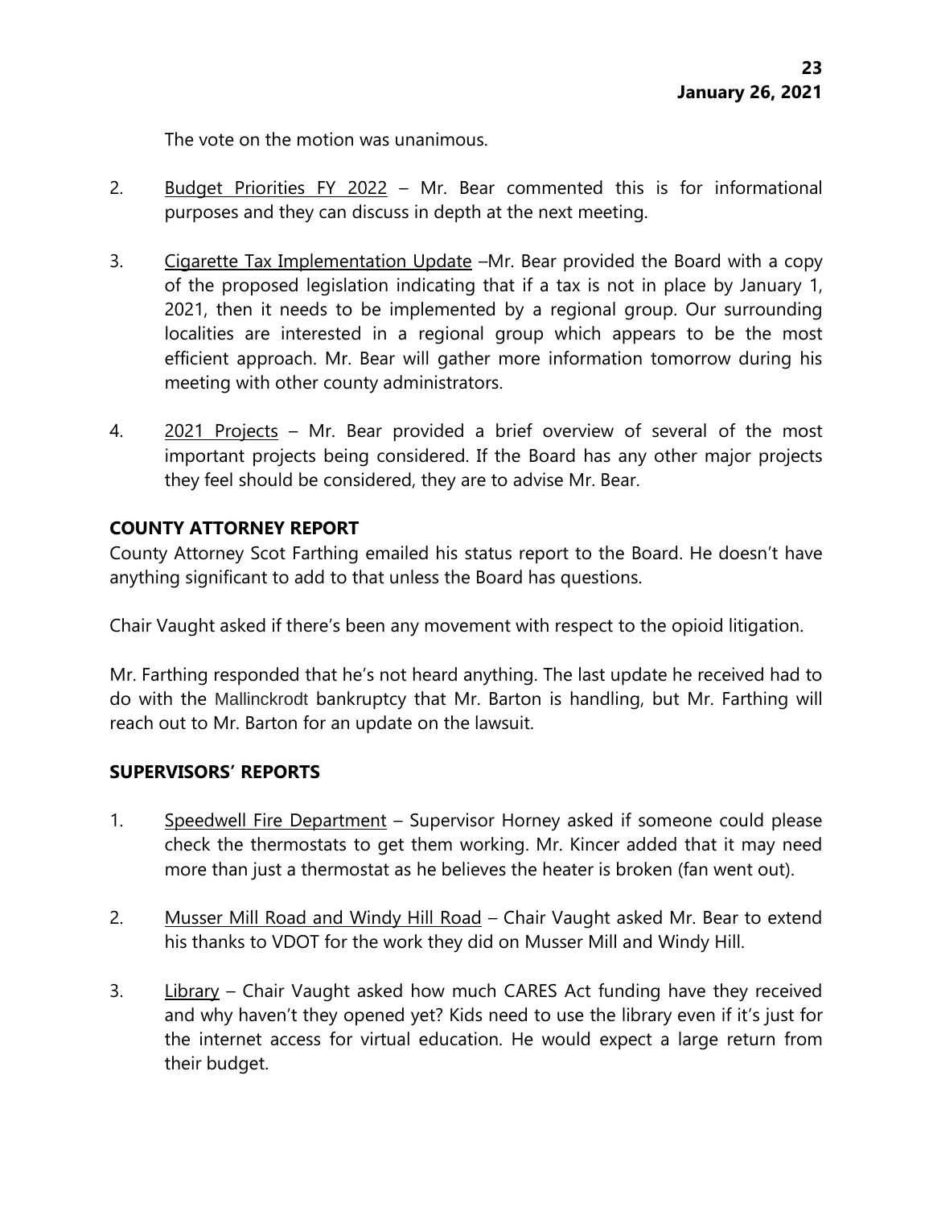The vote on the motion was unanimous.

2. Budget Priorities FY 2022 – Mr. Bear commented this is for informational purposes and they can discuss in depth at the next meeting.

3. Cigarette Tax Implementation Update –Mr. Bear provided the Board with a copy of the proposed legislation indicating that if a tax is not in place by January 1, 2021, then it needs to be implemented by a regional group. Our surrounding localities are interested in a regional group which appears to be the most efficient approach. Mr. Bear will gather more information tomorrow during his meeting with other county administrators.

4. 2021 Projects – Mr. Bear provided a brief overview of several of the most important projects being considered. If the Board has any other major projects they feel should be considered, they are to advise Mr. Bear.

**COUNTY ATTORNEY REPORT**

County Attorney Scot Farthing emailed his status report to the Board. He doesn't have anything significant to add to that unless the Board has questions.

Chair Vaught asked if there's been any movement with respect to the opioid litigation.

Mr. Farthing responded that he's not heard anything. The last update he received had to do with the Mallinckrodt bankruptcy that Mr. Barton is handling, but Mr. Farthing will reach out to Mr. Barton for an update on the lawsuit.

**SUPERVISORS' REPORTS**

1. Speedwell Fire Department – Supervisor Horney asked if someone could please check the thermostats to get them working. Mr. Kincer added that it may need more than just a thermostat as he believes the heater is broken (fan went out).

2. Musser Mill Road and Windy Hill Road – Chair Vaught asked Mr. Bear to extend his thanks to VDOT for the work they did on Musser Mill and Windy Hill.

3. Library – Chair Vaught asked how much CARES Act funding have they received and why haven't they opened yet? Kids need to use the library even if it's just for the internet access for virtual education. He would expect a large return from their budget.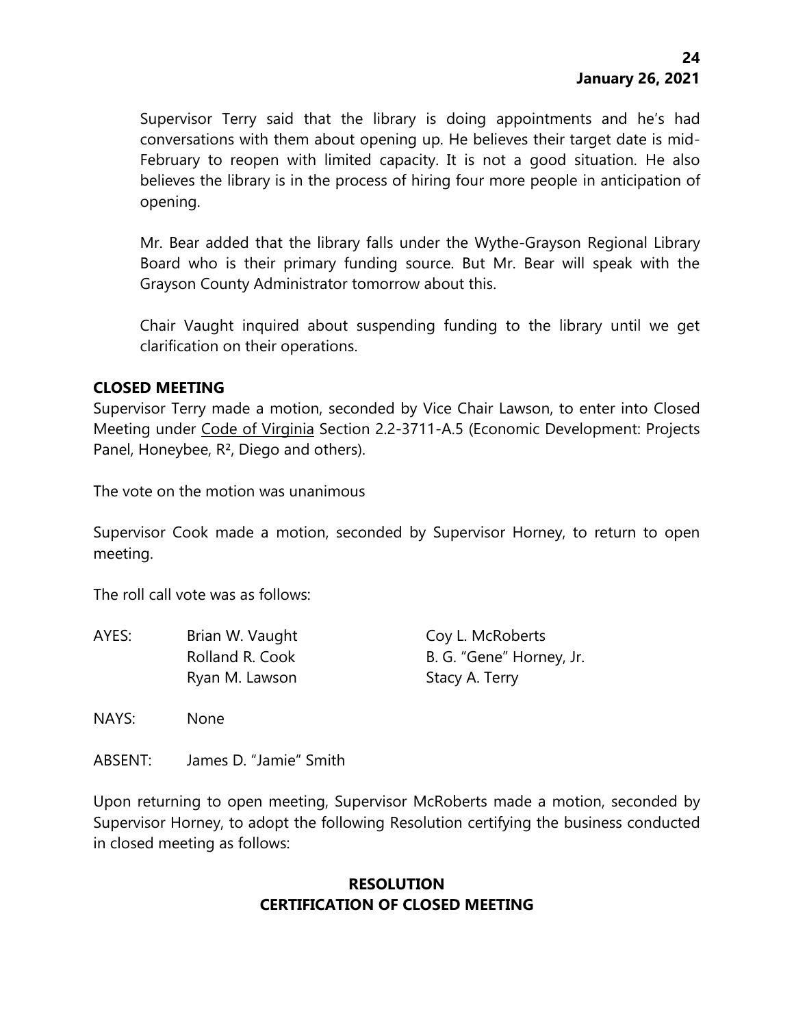Supervisor Terry said that the library is doing appointments and he's had conversations with them about opening up. He believes their target date is mid-February to reopen with limited capacity. It is not a good situation. He also believes the library is in the process of hiring four more people in anticipation of opening.

Mr. Bear added that the library falls under the Wythe-Grayson Regional Library Board who is their primary funding source. But Mr. Bear will speak with the Grayson County Administrator tomorrow about this.

Chair Vaught inquired about suspending funding to the library until we get clarification on their operations.

**CLOSED MEETING**

Supervisor Terry made a motion, seconded by Vice Chair Lawson, to enter into Closed Meeting under Code of Virginia Section 2.2-3711-A.5 (Economic Development: Projects Panel, Honeybee, R², Diego and others).

The vote on the motion was unanimous

Supervisor Cook made a motion, seconded by Supervisor Horney, to return to open meeting.

The roll call vote was as follows:

| | | |
|---|---|---|
| AYES: | Brian W. Vaught | Coy L. McRoberts |
| | Rolland R. Cook | B. G. "Gene" Horney, Jr. |
| | Ryan M. Lawson | Stacy A. Terry |
| NAYS: | None | |
| ABSENT: | James D. "Jamie" Smith | |

Upon returning to open meeting, Supervisor McRoberts made a motion, seconded by Supervisor Horney, to adopt the following Resolution certifying the business conducted in closed meeting as follows:

**RESOLUTION**
**CERTIFICATION OF CLOSED MEETING**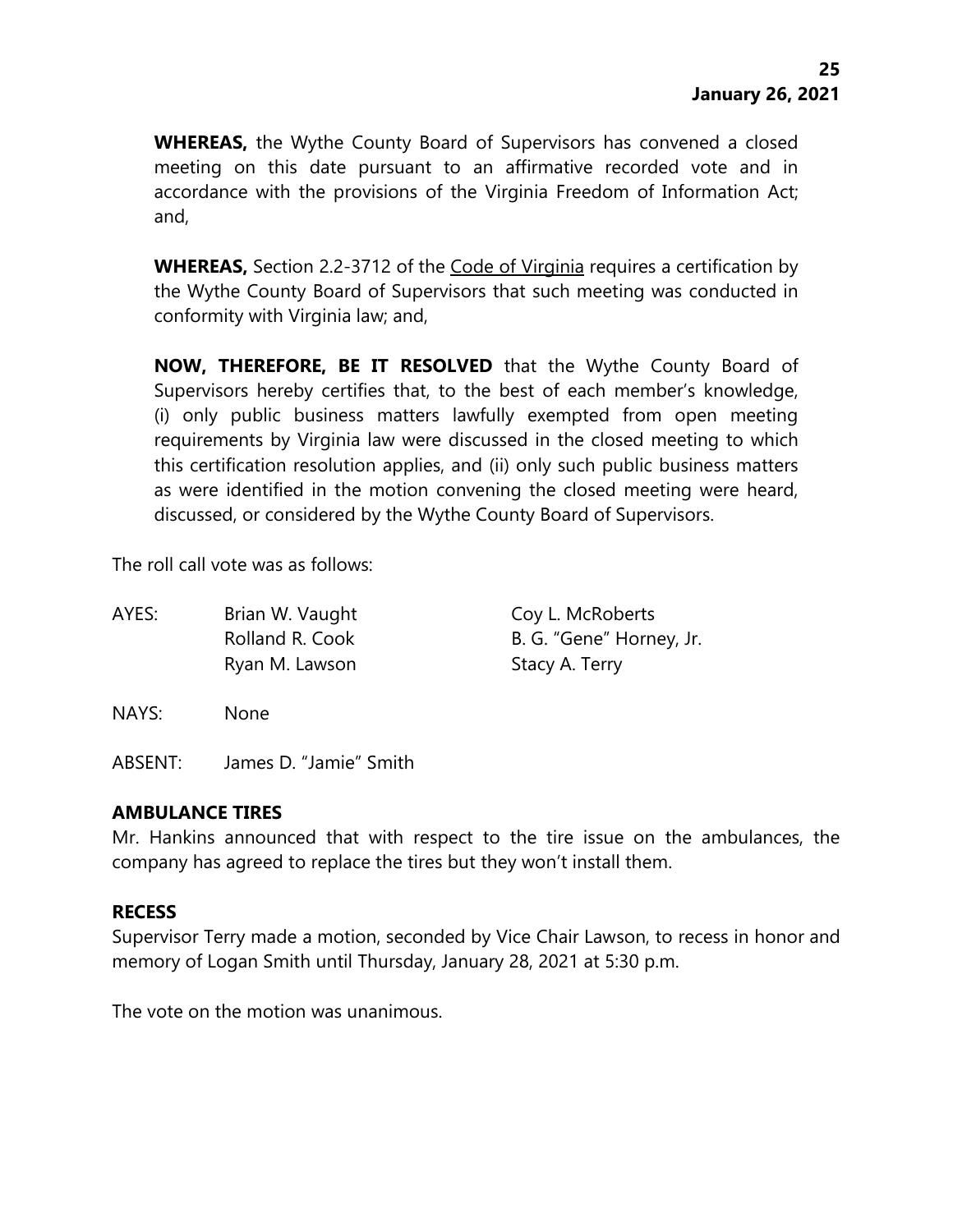**WHEREAS,** the Wythe County Board of Supervisors has convened a closed meeting on this date pursuant to an affirmative recorded vote and in accordance with the provisions of the Virginia Freedom of Information Act; and,

**WHEREAS,** Section 2.2-3712 of the Code of Virginia requires a certification by the Wythe County Board of Supervisors that such meeting was conducted in conformity with Virginia law; and,

**NOW, THEREFORE, BE IT RESOLVED** that the Wythe County Board of Supervisors hereby certifies that, to the best of each member's knowledge, (i) only public business matters lawfully exempted from open meeting requirements by Virginia law were discussed in the closed meeting to which this certification resolution applies, and (ii) only such public business matters as were identified in the motion convening the closed meeting were heard, discussed, or considered by the Wythe County Board of Supervisors.

The roll call vote was as follows:

AYES: Brian W. Vaught, Coy L. McRoberts, Rolland R. Cook, B. G. "Gene" Horney, Jr., Ryan M. Lawson, Stacy A. Terry

NAYS: None

ABSENT: James D. "Jamie" Smith

**AMBULANCE TIRES**

Mr. Hankins announced that with respect to the tire issue on the ambulances, the company has agreed to replace the tires but they won't install them.

**RECESS**

Supervisor Terry made a motion, seconded by Vice Chair Lawson, to recess in honor and memory of Logan Smith until Thursday, January 28, 2021 at 5:30 p.m.

The vote on the motion was unanimous.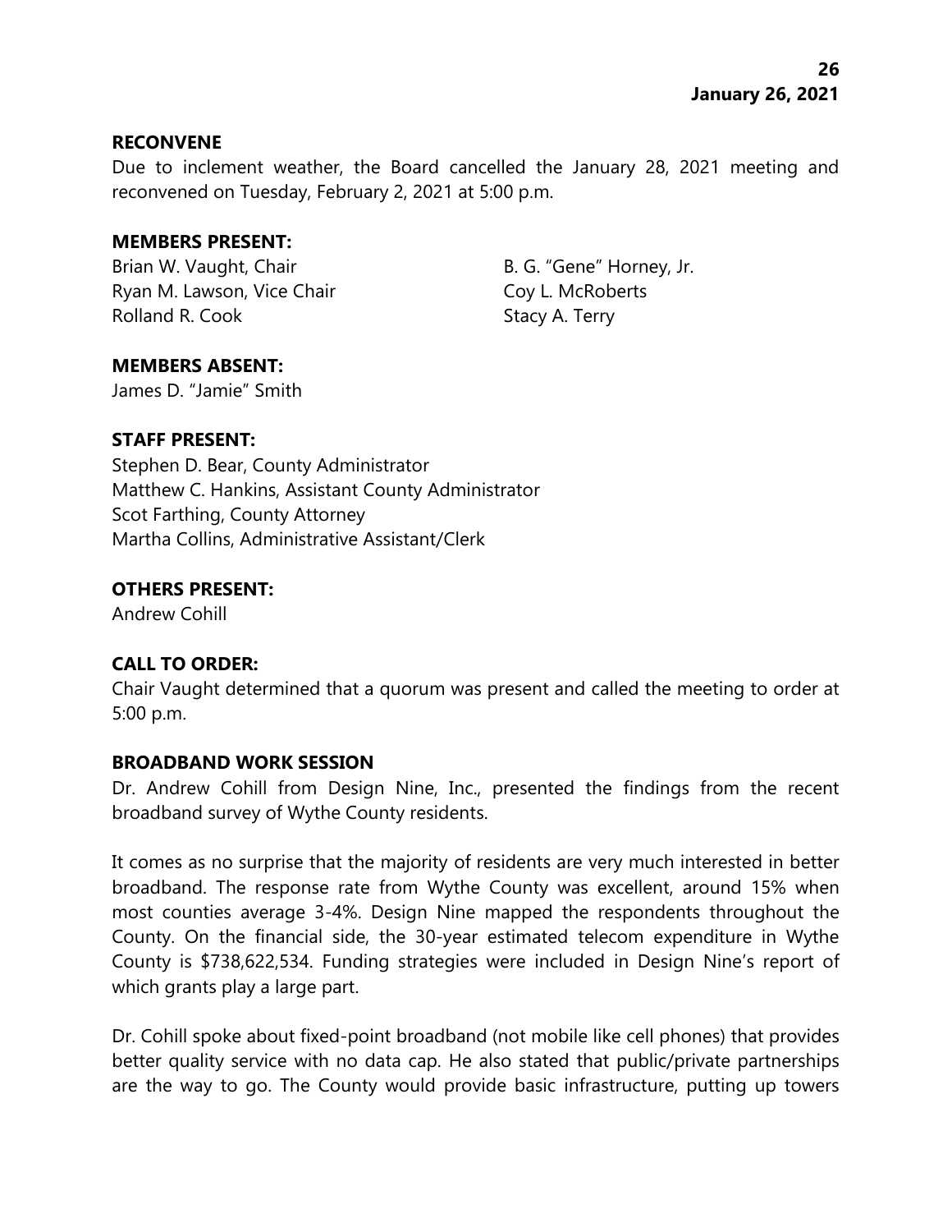## RECONVENE

Due to inclement weather, the Board cancelled the January 28, 2021 meeting and reconvened on Tuesday, February 2, 2021 at 5:00 p.m.

## MEMBERS PRESENT:

Brian W. Vaught, Chair
Ryan M. Lawson, Vice Chair
Rolland R. Cook
B. G. "Gene" Horney, Jr.
Coy L. McRoberts
Stacy A. Terry

## MEMBERS ABSENT:

James D. "Jamie" Smith

## STAFF PRESENT:

Stephen D. Bear, County Administrator
Matthew C. Hankins, Assistant County Administrator
Scot Farthing, County Attorney
Martha Collins, Administrative Assistant/Clerk

## OTHERS PRESENT:

Andrew Cohill

## CALL TO ORDER:

Chair Vaught determined that a quorum was present and called the meeting to order at 5:00 p.m.

## BROADBAND WORK SESSION

Dr. Andrew Cohill from Design Nine, Inc., presented the findings from the recent broadband survey of Wythe County residents.

It comes as no surprise that the majority of residents are very much interested in better broadband. The response rate from Wythe County was excellent, around 15% when most counties average 3-4%. Design Nine mapped the respondents throughout the County. On the financial side, the 30-year estimated telecom expenditure in Wythe County is $738,622,534. Funding strategies were included in Design Nine's report of which grants play a large part.

Dr. Cohill spoke about fixed-point broadband (not mobile like cell phones) that provides better quality service with no data cap. He also stated that public/private partnerships are the way to go. The County would provide basic infrastructure, putting up towers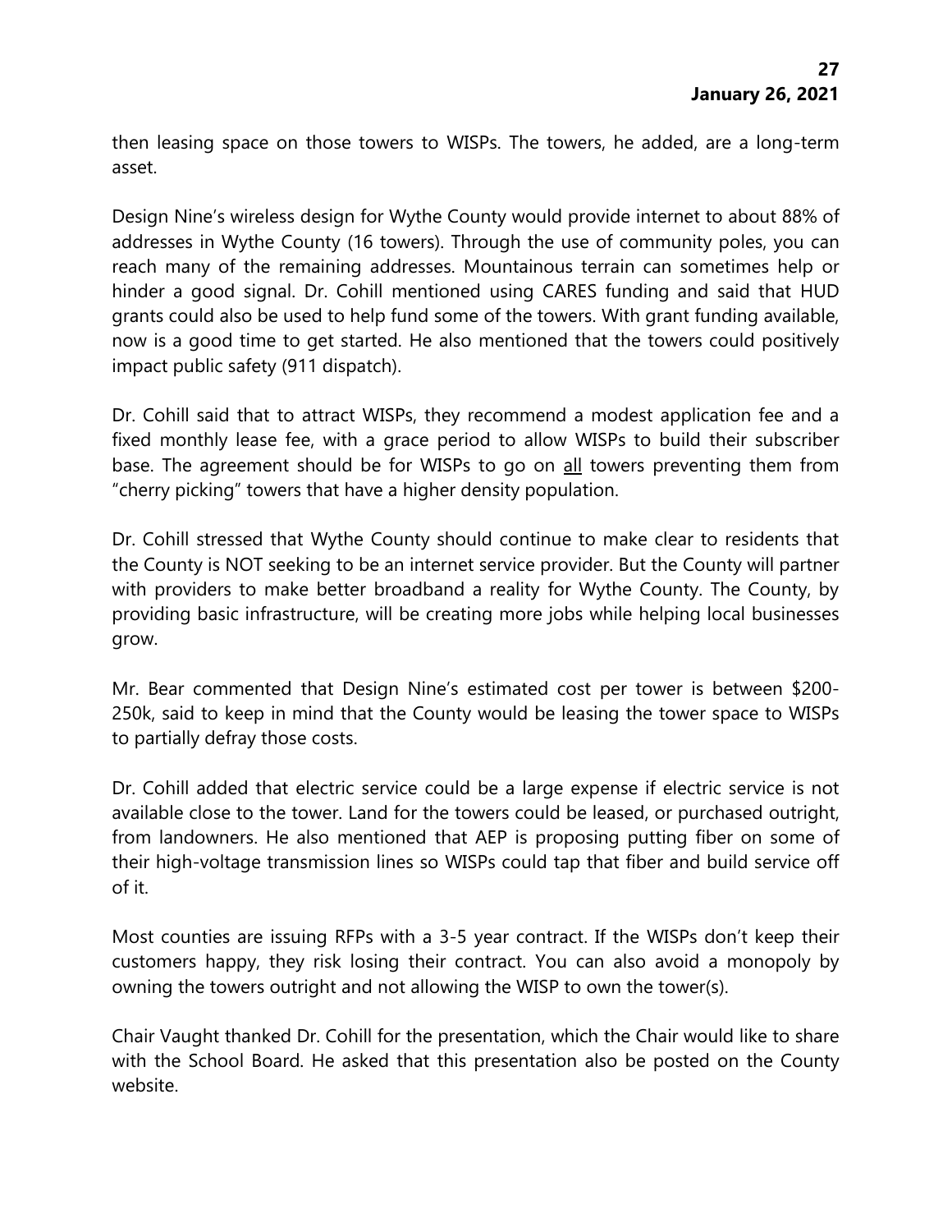then leasing space on those towers to WISPs. The towers, he added, are a long-term asset.

Design Nine's wireless design for Wythe County would provide internet to about 88% of addresses in Wythe County (16 towers). Through the use of community poles, you can reach many of the remaining addresses. Mountainous terrain can sometimes help or hinder a good signal. Dr. Cohill mentioned using CARES funding and said that HUD grants could also be used to help fund some of the towers. With grant funding available, now is a good time to get started. He also mentioned that the towers could positively impact public safety (911 dispatch).

Dr. Cohill said that to attract WISPs, they recommend a modest application fee and a fixed monthly lease fee, with a grace period to allow WISPs to build their subscriber base. The agreement should be for WISPs to go on <u>all</u> towers preventing them from "cherry picking" towers that have a higher density population.

Dr. Cohill stressed that Wythe County should continue to make clear to residents that the County is NOT seeking to be an internet service provider. But the County will partner with providers to make better broadband a reality for Wythe County. The County, by providing basic infrastructure, will be creating more jobs while helping local businesses grow.

Mr. Bear commented that Design Nine's estimated cost per tower is between $200-250k, said to keep in mind that the County would be leasing the tower space to WISPs to partially defray those costs.

Dr. Cohill added that electric service could be a large expense if electric service is not available close to the tower. Land for the towers could be leased, or purchased outright, from landowners. He also mentioned that AEP is proposing putting fiber on some of their high-voltage transmission lines so WISPs could tap that fiber and build service off of it.

Most counties are issuing RFPs with a 3-5 year contract. If the WISPs don't keep their customers happy, they risk losing their contract. You can also avoid a monopoly by owning the towers outright and not allowing the WISP to own the tower(s).

Chair Vaught thanked Dr. Cohill for the presentation, which the Chair would like to share with the School Board. He asked that this presentation also be posted on the County website.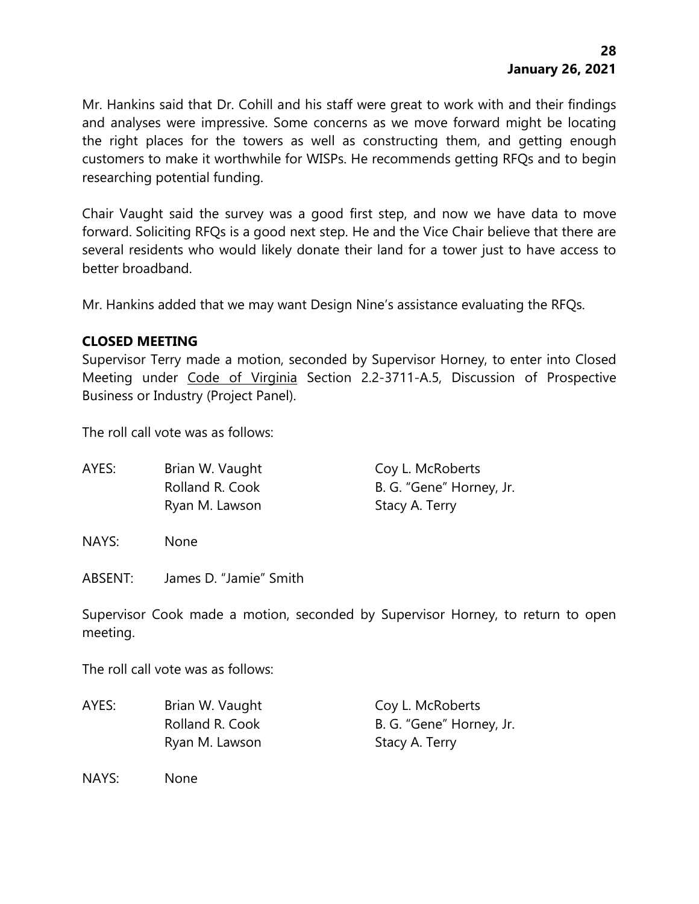Mr. Hankins said that Dr. Cohill and his staff were great to work with and their findings and analyses were impressive. Some concerns as we move forward might be locating the right places for the towers as well as constructing them, and getting enough customers to make it worthwhile for WISPs. He recommends getting RFQs and to begin researching potential funding.

Chair Vaught said the survey was a good first step, and now we have data to move forward. Soliciting RFQs is a good next step. He and the Vice Chair believe that there are several residents who would likely donate their land for a tower just to have access to better broadband.

Mr. Hankins added that we may want Design Nine's assistance evaluating the RFQs.

**CLOSED MEETING**

Supervisor Terry made a motion, seconded by Supervisor Horney, to enter into Closed Meeting under Code of Virginia Section 2.2-3711-A.5, Discussion of Prospective Business or Industry (Project Panel).

The roll call vote was as follows:

| | | |
|---|---|---|
| AYES: | Brian W. Vaught | Coy L. McRoberts |
| | Rolland R. Cook | B. G. "Gene" Horney, Jr. |
| | Ryan M. Lawson | Stacy A. Terry |

NAYS: None

ABSENT: James D. "Jamie" Smith

Supervisor Cook made a motion, seconded by Supervisor Horney, to return to open meeting.

The roll call vote was as follows:

| | | |
|---|---|---|
| AYES: | Brian W. Vaught | Coy L. McRoberts |
| | Rolland R. Cook | B. G. "Gene" Horney, Jr. |
| | Ryan M. Lawson | Stacy A. Terry |

NAYS: None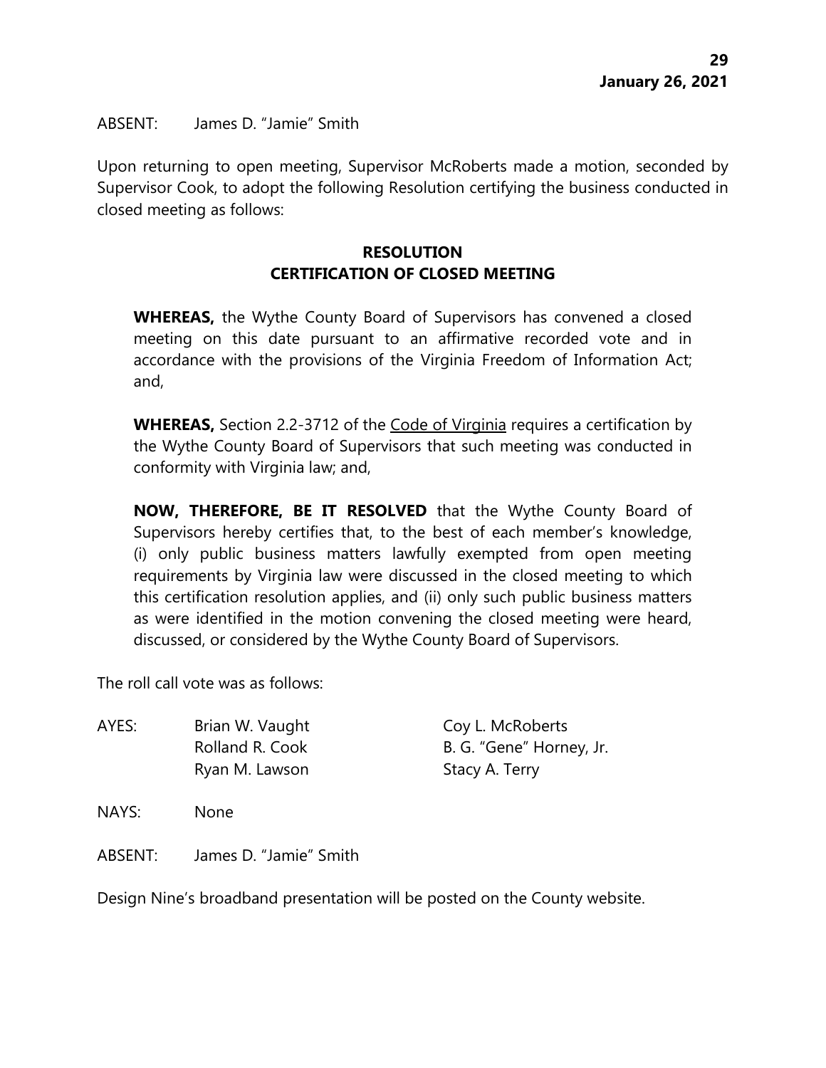ABSENT: James D. "Jamie" Smith

Upon returning to open meeting, Supervisor McRoberts made a motion, seconded by Supervisor Cook, to adopt the following Resolution certifying the business conducted in closed meeting as follows:

**RESOLUTION**
**CERTIFICATION OF CLOSED MEETING**

> **WHEREAS,** the Wythe County Board of Supervisors has convened a closed meeting on this date pursuant to an affirmative recorded vote and in accordance with the provisions of the Virginia Freedom of Information Act; and,
>
> **WHEREAS,** Section 2.2-3712 of the Code of Virginia requires a certification by the Wythe County Board of Supervisors that such meeting was conducted in conformity with Virginia law; and,
>
> **NOW, THEREFORE, BE IT RESOLVED** that the Wythe County Board of Supervisors hereby certifies that, to the best of each member's knowledge, (i) only public business matters lawfully exempted from open meeting requirements by Virginia law were discussed in the closed meeting to which this certification resolution applies, and (ii) only such public business matters as were identified in the motion convening the closed meeting were heard, discussed, or considered by the Wythe County Board of Supervisors.

The roll call vote was as follows:

AYES: Brian W. Vaught, Coy L. McRoberts, Rolland R. Cook, B. G. "Gene" Horney, Jr., Ryan M. Lawson, Stacy A. Terry

NAYS: None

ABSENT: James D. "Jamie" Smith

Design Nine's broadband presentation will be posted on the County website.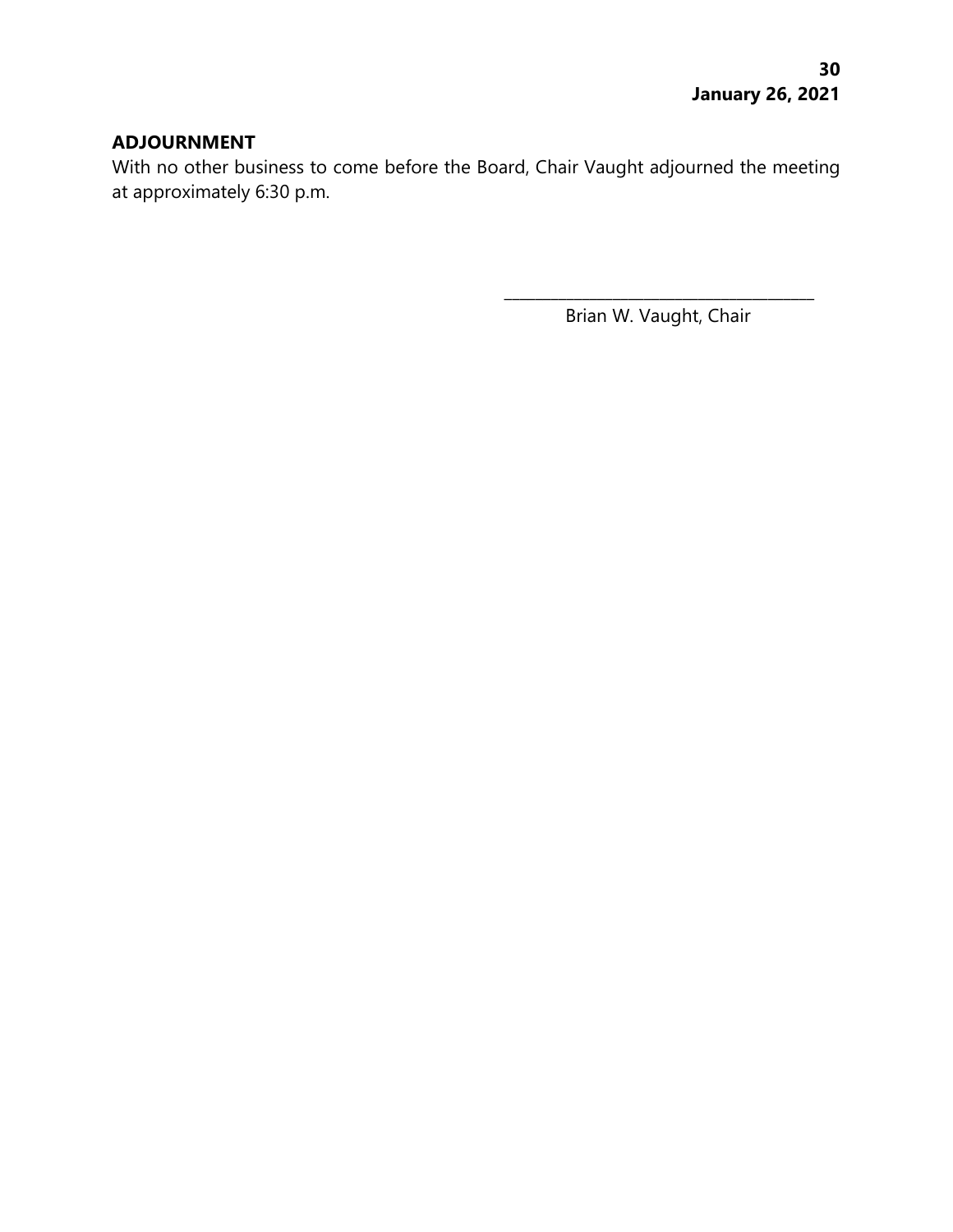**ADJOURNMENT**

With no other business to come before the Board, Chair Vaught adjourned the meeting at approximately 6:30 p.m.

\_\_\_\_\_\_\_\_\_\_\_\_\_\_\_\_\_\_\_\_\_\_\_\_\_\_\_\_\_\_\_\_\_\_\_\_\_\_\_\_

Brian W. Vaught, Chair